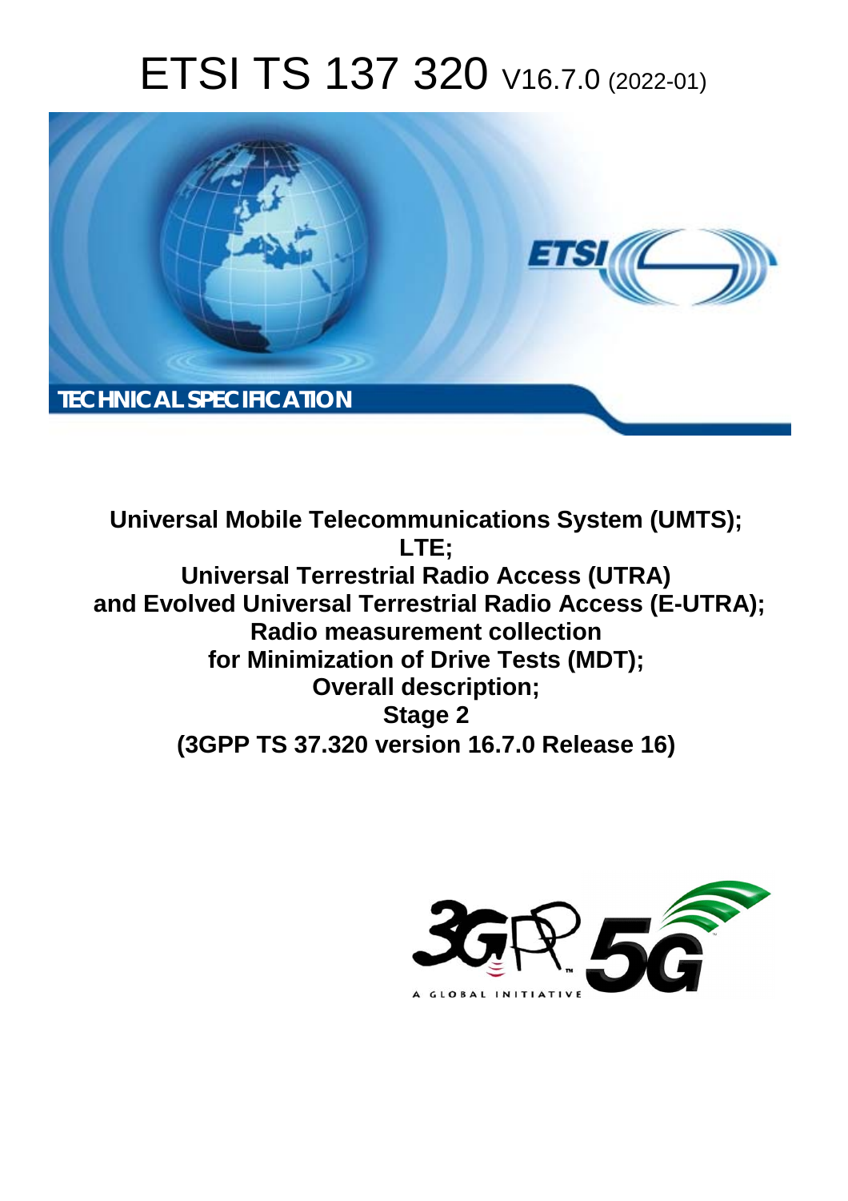# ETSI TS 137 320 V16.7.0 (2022-01)

**TECHNICAL SPECIFICATION**

**Universal Mobile Telecommunications System (UMTS);**
**LTE;**
**Universal Terrestrial Radio Access (UTRA)**
**and Evolved Universal Terrestrial Radio Access (E-UTRA);**
**Radio measurement collection**
**for Minimization of Drive Tests (MDT);**
**Overall description;**
**Stage 2**
**(3GPP TS 37.320 version 16.7.0 Release 16)**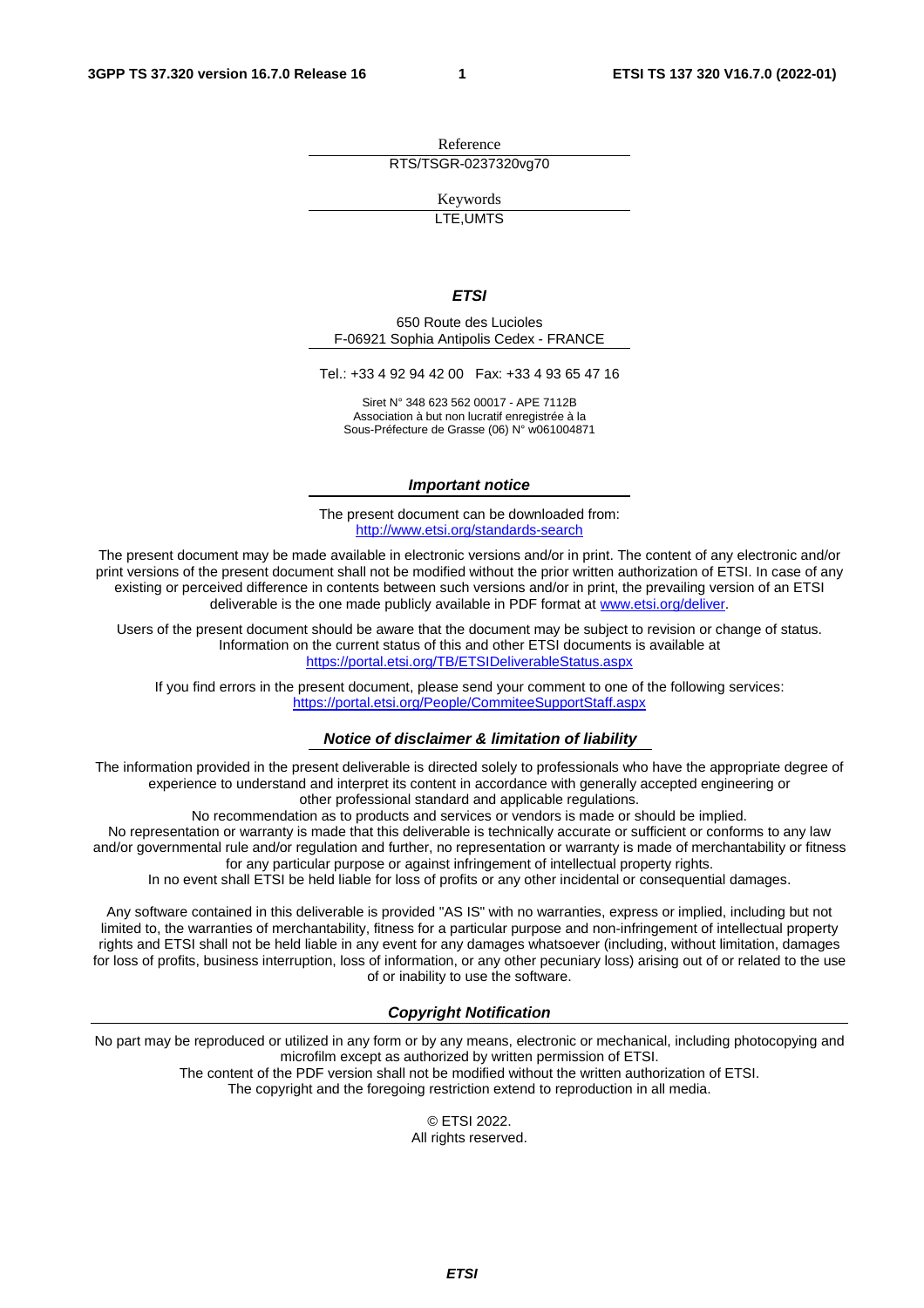Reference

RTS/TSGR-0237320vg70

Keywords

LTE,UMTS

***ETSI***

650 Route des Lucioles
F-06921 Sophia Antipolis Cedex - FRANCE

Tel.: +33 4 92 94 42 00   Fax: +33 4 93 65 47 16

Siret N° 348 623 562 00017 - APE 7112B
Association à but non lucratif enregistrée à la
Sous-Préfecture de Grasse (06) N° w061004871

***Important notice***

The present document can be downloaded from:
http://www.etsi.org/standards-search

The present document may be made available in electronic versions and/or in print. The content of any electronic and/or print versions of the present document shall not be modified without the prior written authorization of ETSI. In case of any existing or perceived difference in contents between such versions and/or in print, the prevailing version of an ETSI deliverable is the one made publicly available in PDF format at www.etsi.org/deliver.

Users of the present document should be aware that the document may be subject to revision or change of status. Information on the current status of this and other ETSI documents is available at https://portal.etsi.org/TB/ETSIDeliverableStatus.aspx

If you find errors in the present document, please send your comment to one of the following services:
https://portal.etsi.org/People/CommiteeSupportStaff.aspx

***Notice of disclaimer & limitation of liability***

The information provided in the present deliverable is directed solely to professionals who have the appropriate degree of experience to understand and interpret its content in accordance with generally accepted engineering or other professional standard and applicable regulations.
No recommendation as to products and services or vendors is made or should be implied.
No representation or warranty is made that this deliverable is technically accurate or sufficient or conforms to any law and/or governmental rule and/or regulation and further, no representation or warranty is made of merchantability or fitness for any particular purpose or against infringement of intellectual property rights.
In no event shall ETSI be held liable for loss of profits or any other incidental or consequential damages.

Any software contained in this deliverable is provided "AS IS" with no warranties, express or implied, including but not limited to, the warranties of merchantability, fitness for a particular purpose and non-infringement of intellectual property rights and ETSI shall not be held liable in any event for any damages whatsoever (including, without limitation, damages for loss of profits, business interruption, loss of information, or any other pecuniary loss) arising out of or related to the use of or inability to use the software.

***Copyright Notification***

No part may be reproduced or utilized in any form or by any means, electronic or mechanical, including photocopying and microfilm except as authorized by written permission of ETSI.
The content of the PDF version shall not be modified without the written authorization of ETSI.
The copyright and the foregoing restriction extend to reproduction in all media.

© ETSI 2022.
All rights reserved.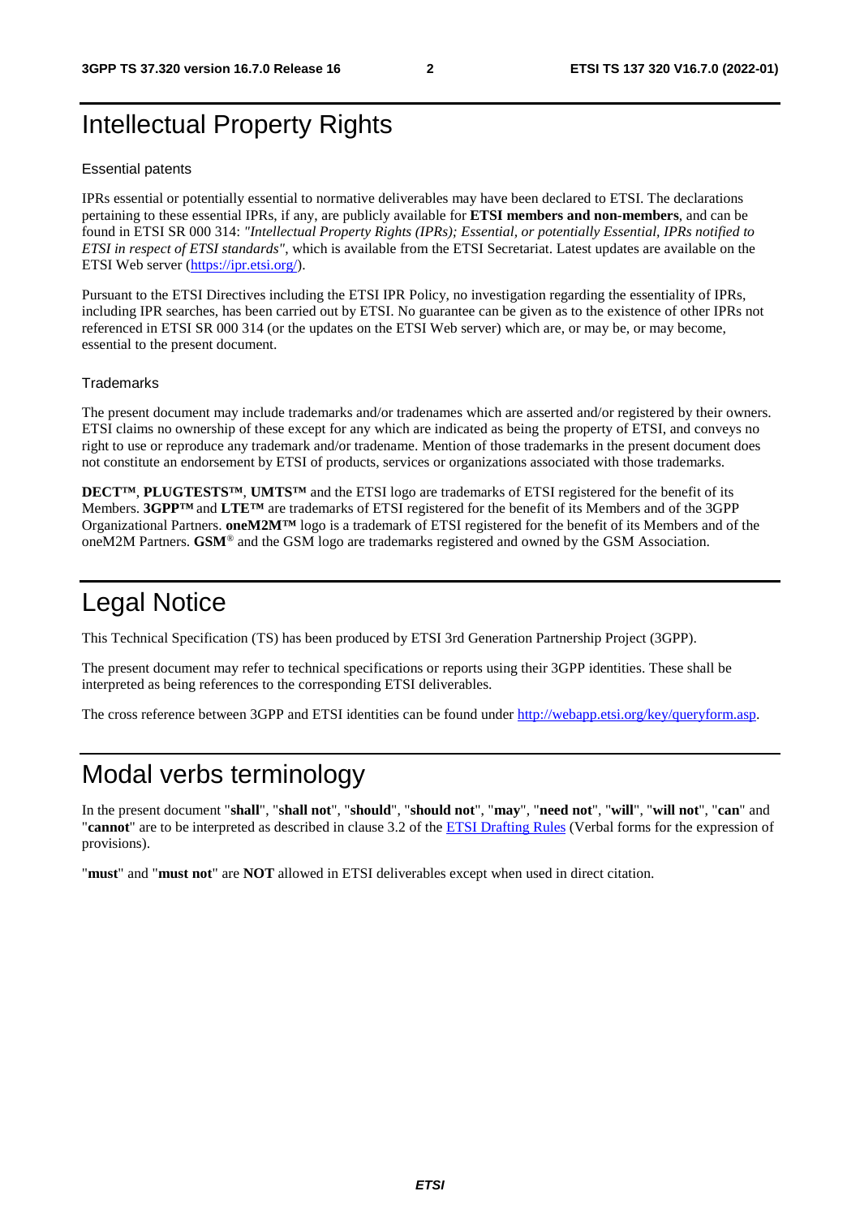# Intellectual Property Rights

## Essential patents

IPRs essential or potentially essential to normative deliverables may have been declared to ETSI. The declarations pertaining to these essential IPRs, if any, are publicly available for **ETSI members and non-members**, and can be found in ETSI SR 000 314: *"Intellectual Property Rights (IPRs); Essential, or potentially Essential, IPRs notified to ETSI in respect of ETSI standards"*, which is available from the ETSI Secretariat. Latest updates are available on the ETSI Web server (https://ipr.etsi.org/).

Pursuant to the ETSI Directives including the ETSI IPR Policy, no investigation regarding the essentiality of IPRs, including IPR searches, has been carried out by ETSI. No guarantee can be given as to the existence of other IPRs not referenced in ETSI SR 000 314 (or the updates on the ETSI Web server) which are, or may be, or may become, essential to the present document.

## Trademarks

The present document may include trademarks and/or tradenames which are asserted and/or registered by their owners. ETSI claims no ownership of these except for any which are indicated as being the property of ETSI, and conveys no right to use or reproduce any trademark and/or tradename. Mention of those trademarks in the present document does not constitute an endorsement by ETSI of products, services or organizations associated with those trademarks.

**DECT™**, **PLUGTESTS™**, **UMTS™** and the ETSI logo are trademarks of ETSI registered for the benefit of its Members. **3GPP™** and **LTE™** are trademarks of ETSI registered for the benefit of its Members and of the 3GPP Organizational Partners. **oneM2M™** logo is a trademark of ETSI registered for the benefit of its Members and of the oneM2M Partners. **GSM**® and the GSM logo are trademarks registered and owned by the GSM Association.

# Legal Notice

This Technical Specification (TS) has been produced by ETSI 3rd Generation Partnership Project (3GPP).

The present document may refer to technical specifications or reports using their 3GPP identities. These shall be interpreted as being references to the corresponding ETSI deliverables.

The cross reference between 3GPP and ETSI identities can be found under http://webapp.etsi.org/key/queryform.asp.

# Modal verbs terminology

In the present document "**shall**", "**shall not**", "**should**", "**should not**", "**may**", "**need not**", "**will**", "**will not**", "**can**" and "**cannot**" are to be interpreted as described in clause 3.2 of the ETSI Drafting Rules (Verbal forms for the expression of provisions).

"**must**" and "**must not**" are **NOT** allowed in ETSI deliverables except when used in direct citation.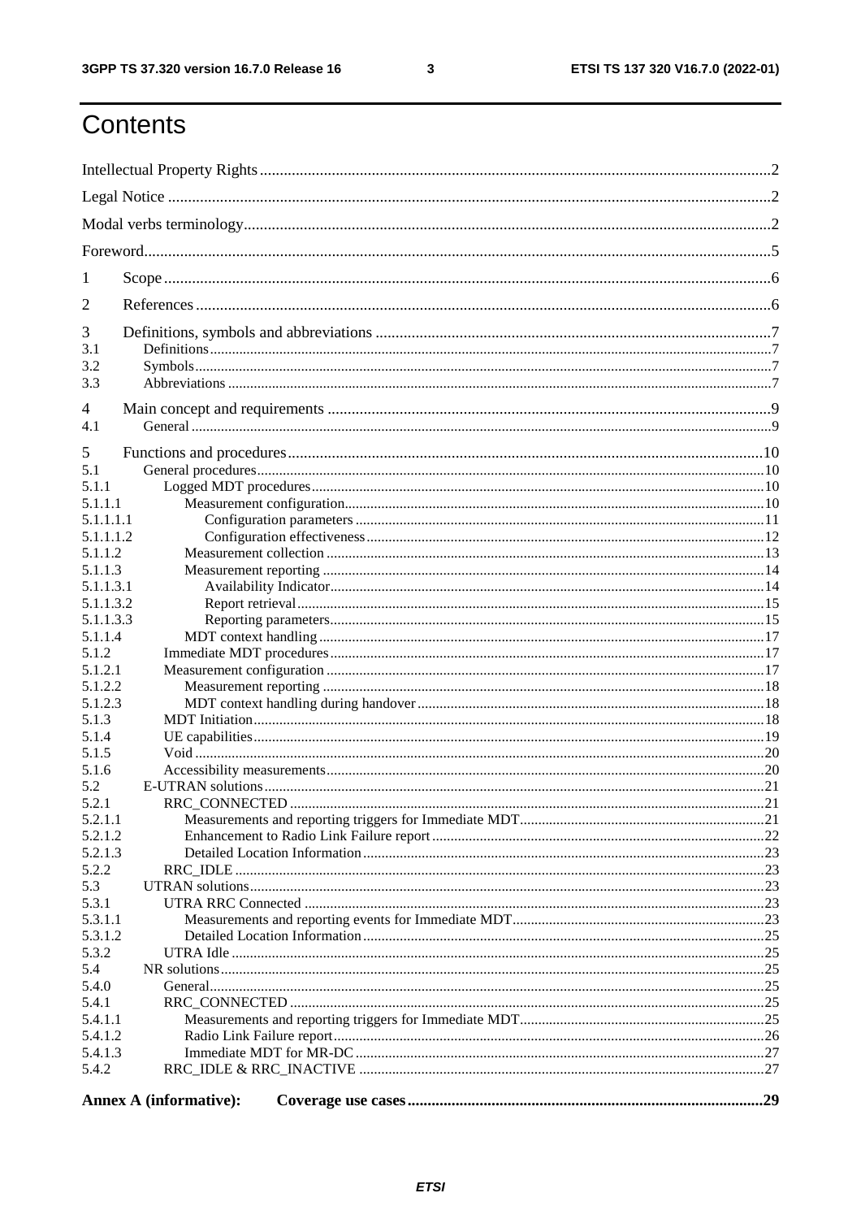# Contents

Intellectual Property Rights ..... 2
Legal Notice ..... 2
Modal verbs terminology ..... 2
Foreword ..... 5
1 Scope ..... 6
2 References ..... 6
3 Definitions, symbols and abbreviations ..... 7
3.1 Definitions ..... 7
3.2 Symbols ..... 7
3.3 Abbreviations ..... 7
4 Main concept and requirements ..... 9
4.1 General ..... 9
5 Functions and procedures ..... 10
5.1 General procedures ..... 10
5.1.1 Logged MDT procedures ..... 10
5.1.1.1 Measurement configuration ..... 10
5.1.1.1.1 Configuration parameters ..... 11
5.1.1.1.2 Configuration effectiveness ..... 12
5.1.1.2 Measurement collection ..... 13
5.1.1.3 Measurement reporting ..... 14
5.1.1.3.1 Availability Indicator ..... 14
5.1.1.3.2 Report retrieval ..... 15
5.1.1.3.3 Reporting parameters ..... 15
5.1.1.4 MDT context handling ..... 17
5.1.2 Immediate MDT procedures ..... 17
5.1.2.1 Measurement configuration ..... 17
5.1.2.2 Measurement reporting ..... 18
5.1.2.3 MDT context handling during handover ..... 18
5.1.3 MDT Initiation ..... 18
5.1.4 UE capabilities ..... 19
5.1.5 Void ..... 20
5.1.6 Accessibility measurements ..... 20
5.2 E-UTRAN solutions ..... 21
5.2.1 RRC_CONNECTED ..... 21
5.2.1.1 Measurements and reporting triggers for Immediate MDT ..... 21
5.2.1.2 Enhancement to Radio Link Failure report ..... 22
5.2.1.3 Detailed Location Information ..... 23
5.2.2 RRC_IDLE ..... 23
5.3 UTRAN solutions ..... 23
5.3.1 UTRA RRC Connected ..... 23
5.3.1.1 Measurements and reporting events for Immediate MDT ..... 23
5.3.1.2 Detailed Location Information ..... 25
5.3.2 UTRA Idle ..... 25
5.4 NR solutions ..... 25
5.4.0 General ..... 25
5.4.1 RRC_CONNECTED ..... 25
5.4.1.1 Measurements and reporting triggers for Immediate MDT ..... 25
5.4.1.2 Radio Link Failure report ..... 26
5.4.1.3 Immediate MDT for MR-DC ..... 27
5.4.2 RRC_IDLE & RRC_INACTIVE ..... 27

**Annex A (informative): Coverage use cases ..... 29**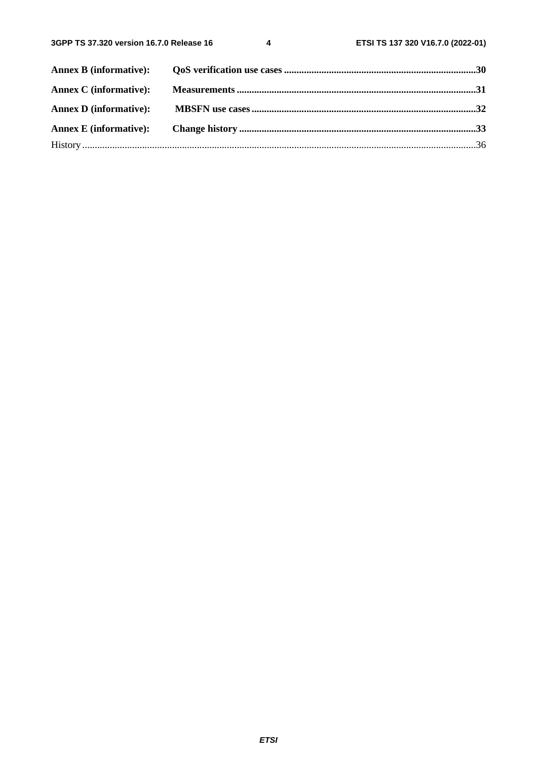**Annex B (informative): QoS verification use cases** ....30

**Annex C (informative): Measurements** ....31

**Annex D (informative): MBSFN use cases** ....32

**Annex E (informative): Change history** ....33

History ....36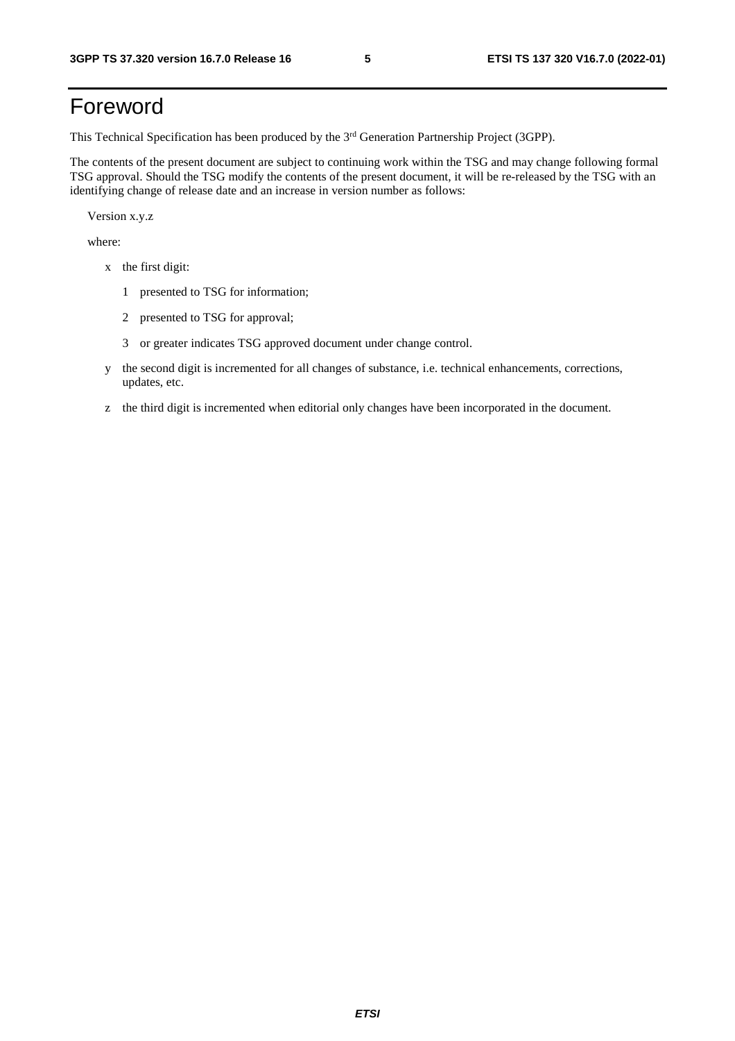# Foreword

This Technical Specification has been produced by the 3rd Generation Partnership Project (3GPP).

The contents of the present document are subject to continuing work within the TSG and may change following formal TSG approval. Should the TSG modify the contents of the present document, it will be re-released by the TSG with an identifying change of release date and an increase in version number as follows:

Version x.y.z

where:

- x the first digit:
  - 1 presented to TSG for information;
  - 2 presented to TSG for approval;
  - 3 or greater indicates TSG approved document under change control.
- y the second digit is incremented for all changes of substance, i.e. technical enhancements, corrections, updates, etc.
- z the third digit is incremented when editorial only changes have been incorporated in the document.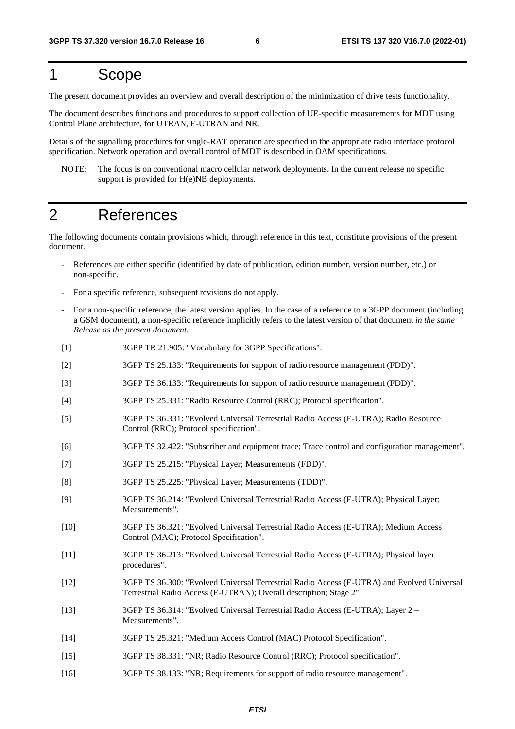# 1 Scope

The present document provides an overview and overall description of the minimization of drive tests functionality.

The document describes functions and procedures to support collection of UE-specific measurements for MDT using Control Plane architecture, for UTRAN, E-UTRAN and NR.

Details of the signalling procedures for single-RAT operation are specified in the appropriate radio interface protocol specification. Network operation and overall control of MDT is described in OAM specifications.

NOTE: The focus is on conventional macro cellular network deployments. In the current release no specific support is provided for H(e)NB deployments.

# 2 References

The following documents contain provisions which, through reference in this text, constitute provisions of the present document.

- References are either specific (identified by date of publication, edition number, version number, etc.) or non-specific.
- For a specific reference, subsequent revisions do not apply.
- For a non-specific reference, the latest version applies. In the case of a reference to a 3GPP document (including a GSM document), a non-specific reference implicitly refers to the latest version of that document *in the same Release as the present document*.

[1] 3GPP TR 21.905: "Vocabulary for 3GPP Specifications".

[2] 3GPP TS 25.133: "Requirements for support of radio resource management (FDD)".

[3] 3GPP TS 36.133: "Requirements for support of radio resource management (FDD)".

[4] 3GPP TS 25.331: "Radio Resource Control (RRC); Protocol specification".

[5] 3GPP TS 36.331: "Evolved Universal Terrestrial Radio Access (E-UTRA); Radio Resource Control (RRC); Protocol specification".

[6] 3GPP TS 32.422: "Subscriber and equipment trace; Trace control and configuration management".

[7] 3GPP TS 25.215: "Physical Layer; Measurements (FDD)".

[8] 3GPP TS 25.225: "Physical Layer; Measurements (TDD)".

[9] 3GPP TS 36.214: "Evolved Universal Terrestrial Radio Access (E-UTRA); Physical Layer; Measurements".

[10] 3GPP TS 36.321: "Evolved Universal Terrestrial Radio Access (E-UTRA); Medium Access Control (MAC); Protocol Specification".

[11] 3GPP TS 36.213: "Evolved Universal Terrestrial Radio Access (E-UTRA); Physical layer procedures".

[12] 3GPP TS 36.300: "Evolved Universal Terrestrial Radio Access (E-UTRA) and Evolved Universal Terrestrial Radio Access (E-UTRAN); Overall description; Stage 2".

[13] 3GPP TS 36.314: "Evolved Universal Terrestrial Radio Access (E-UTRA); Layer 2 – Measurements".

[14] 3GPP TS 25.321: "Medium Access Control (MAC) Protocol Specification".

[15] 3GPP TS 38.331: "NR; Radio Resource Control (RRC); Protocol specification".

[16] 3GPP TS 38.133: "NR; Requirements for support of radio resource management".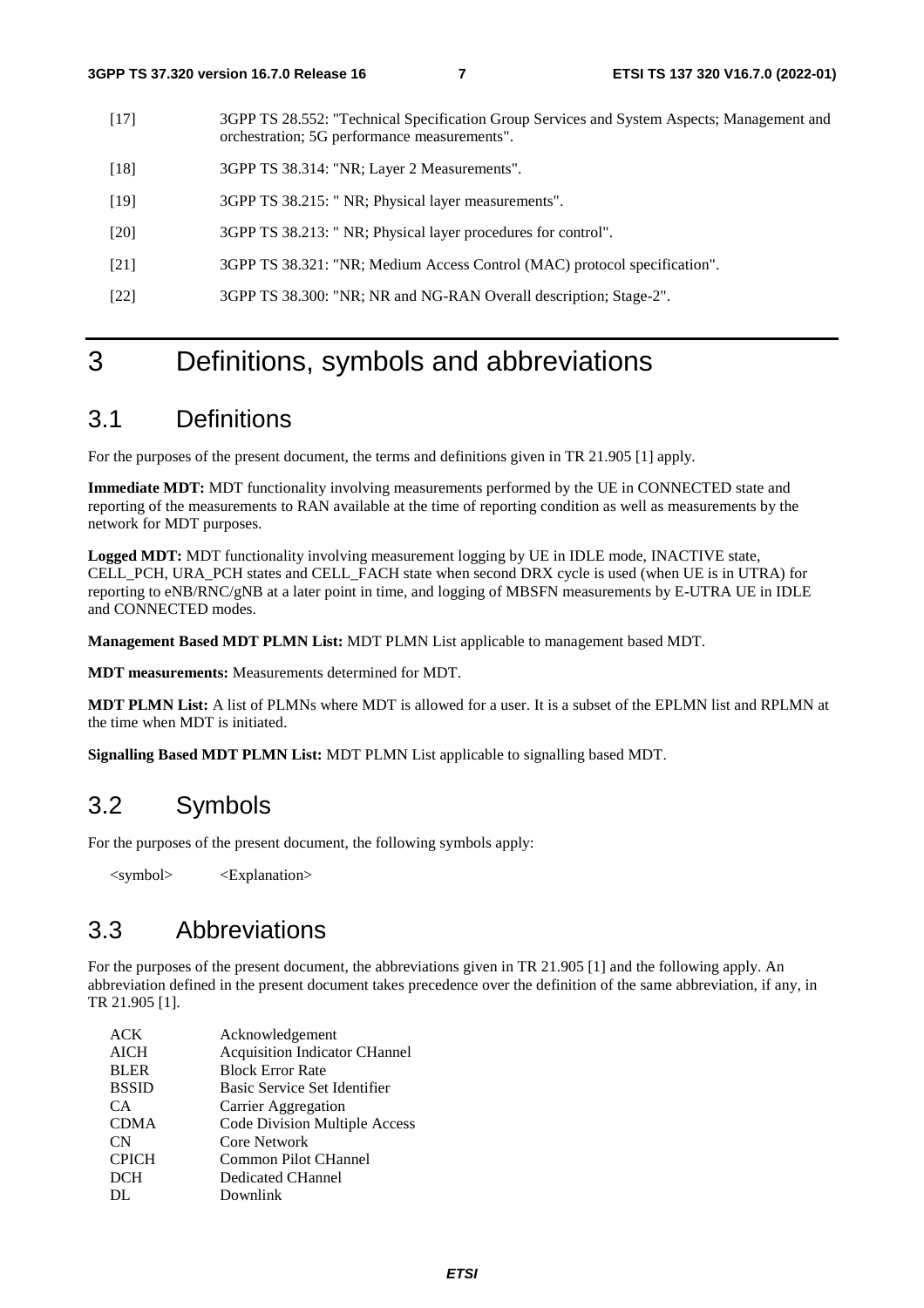[17] 3GPP TS 28.552: "Technical Specification Group Services and System Aspects; Management and orchestration; 5G performance measurements".

[18] 3GPP TS 38.314: "NR; Layer 2 Measurements".

[19] 3GPP TS 38.215: " NR; Physical layer measurements".

[20] 3GPP TS 38.213: " NR; Physical layer procedures for control".

[21] 3GPP TS 38.321: "NR; Medium Access Control (MAC) protocol specification".

[22] 3GPP TS 38.300: "NR; NR and NG-RAN Overall description; Stage-2".

# 3 Definitions, symbols and abbreviations

## 3.1 Definitions

For the purposes of the present document, the terms and definitions given in TR 21.905 [1] apply.

**Immediate MDT:** MDT functionality involving measurements performed by the UE in CONNECTED state and reporting of the measurements to RAN available at the time of reporting condition as well as measurements by the network for MDT purposes.

**Logged MDT:** MDT functionality involving measurement logging by UE in IDLE mode, INACTIVE state, CELL_PCH, URA_PCH states and CELL_FACH state when second DRX cycle is used (when UE is in UTRA) for reporting to eNB/RNC/gNB at a later point in time, and logging of MBSFN measurements by E-UTRA UE in IDLE and CONNECTED modes.

**Management Based MDT PLMN List:** MDT PLMN List applicable to management based MDT.

**MDT measurements:** Measurements determined for MDT.

**MDT PLMN List:** A list of PLMNs where MDT is allowed for a user. It is a subset of the EPLMN list and RPLMN at the time when MDT is initiated.

**Signalling Based MDT PLMN List:** MDT PLMN List applicable to signalling based MDT.

## 3.2 Symbols

For the purposes of the present document, the following symbols apply:

<symbol> <Explanation>

## 3.3 Abbreviations

For the purposes of the present document, the abbreviations given in TR 21.905 [1] and the following apply. An abbreviation defined in the present document takes precedence over the definition of the same abbreviation, if any, in TR 21.905 [1].

ACK Acknowledgement
AICH Acquisition Indicator CHannel
BLER Block Error Rate
BSSID Basic Service Set Identifier
CA Carrier Aggregation
CDMA Code Division Multiple Access
CN Core Network
CPICH Common Pilot CHannel
DCH Dedicated CHannel
DL Downlink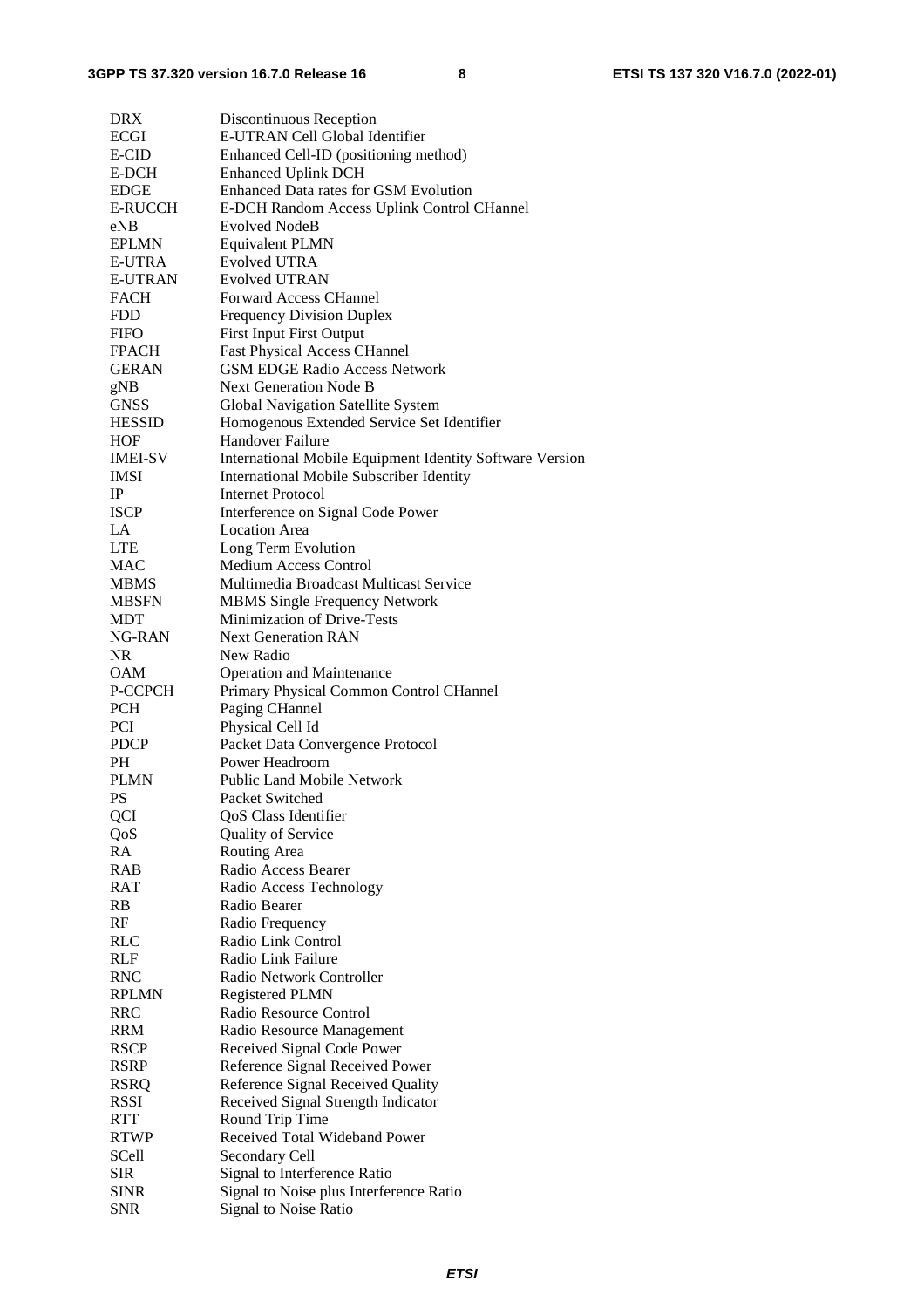| | |
|---|---|
| DRX | Discontinuous Reception |
| ECGI | E-UTRAN Cell Global Identifier |
| E-CID | Enhanced Cell-ID (positioning method) |
| E-DCH | Enhanced Uplink DCH |
| EDGE | Enhanced Data rates for GSM Evolution |
| E-RUCCH | E-DCH Random Access Uplink Control CHannel |
| eNB | Evolved NodeB |
| EPLMN | Equivalent PLMN |
| E-UTRA | Evolved UTRA |
| E-UTRAN | Evolved UTRAN |
| FACH | Forward Access CHannel |
| FDD | Frequency Division Duplex |
| FIFO | First Input First Output |
| FPACH | Fast Physical Access CHannel |
| GERAN | GSM EDGE Radio Access Network |
| gNB | Next Generation Node B |
| GNSS | Global Navigation Satellite System |
| HESSID | Homogenous Extended Service Set Identifier |
| HOF | Handover Failure |
| IMEI-SV | International Mobile Equipment Identity Software Version |
| IMSI | International Mobile Subscriber Identity |
| IP | Internet Protocol |
| ISCP | Interference on Signal Code Power |
| LA | Location Area |
| LTE | Long Term Evolution |
| MAC | Medium Access Control |
| MBMS | Multimedia Broadcast Multicast Service |
| MBSFN | MBMS Single Frequency Network |
| MDT | Minimization of Drive-Tests |
| NG-RAN | Next Generation RAN |
| NR | New Radio |
| OAM | Operation and Maintenance |
| P-CCPCH | Primary Physical Common Control CHannel |
| PCH | Paging CHannel |
| PCI | Physical Cell Id |
| PDCP | Packet Data Convergence Protocol |
| PH | Power Headroom |
| PLMN | Public Land Mobile Network |
| PS | Packet Switched |
| QCI | QoS Class Identifier |
| QoS | Quality of Service |
| RA | Routing Area |
| RAB | Radio Access Bearer |
| RAT | Radio Access Technology |
| RB | Radio Bearer |
| RF | Radio Frequency |
| RLC | Radio Link Control |
| RLF | Radio Link Failure |
| RNC | Radio Network Controller |
| RPLMN | Registered PLMN |
| RRC | Radio Resource Control |
| RRM | Radio Resource Management |
| RSCP | Received Signal Code Power |
| RSRP | Reference Signal Received Power |
| RSRQ | Reference Signal Received Quality |
| RSSI | Received Signal Strength Indicator |
| RTT | Round Trip Time |
| RTWP | Received Total Wideband Power |
| SCell | Secondary Cell |
| SIR | Signal to Interference Ratio |
| SINR | Signal to Noise plus Interference Ratio |
| SNR | Signal to Noise Ratio |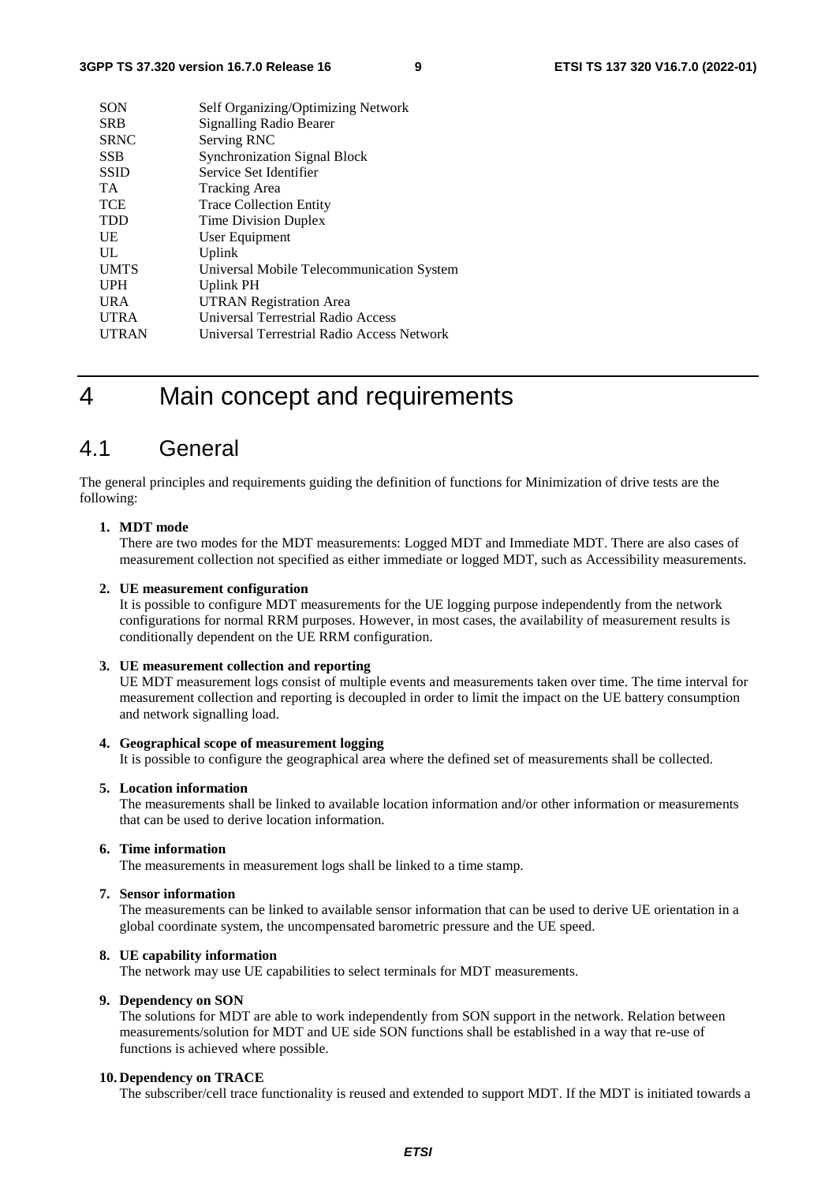| | |
|---|---|
| SON | Self Organizing/Optimizing Network |
| SRB | Signalling Radio Bearer |
| SRNC | Serving RNC |
| SSB | Synchronization Signal Block |
| SSID | Service Set Identifier |
| TA | Tracking Area |
| TCE | Trace Collection Entity |
| TDD | Time Division Duplex |
| UE | User Equipment |
| UL | Uplink |
| UMTS | Universal Mobile Telecommunication System |
| UPH | Uplink PH |
| URA | UTRAN Registration Area |
| UTRA | Universal Terrestrial Radio Access |
| UTRAN | Universal Terrestrial Radio Access Network |

# 4 Main concept and requirements

## 4.1 General

The general principles and requirements guiding the definition of functions for Minimization of drive tests are the following:

1. **MDT mode**
   There are two modes for the MDT measurements: Logged MDT and Immediate MDT. There are also cases of measurement collection not specified as either immediate or logged MDT, such as Accessibility measurements.

2. **UE measurement configuration**
   It is possible to configure MDT measurements for the UE logging purpose independently from the network configurations for normal RRM purposes. However, in most cases, the availability of measurement results is conditionally dependent on the UE RRM configuration.

3. **UE measurement collection and reporting**
   UE MDT measurement logs consist of multiple events and measurements taken over time. The time interval for measurement collection and reporting is decoupled in order to limit the impact on the UE battery consumption and network signalling load.

4. **Geographical scope of measurement logging**
   It is possible to configure the geographical area where the defined set of measurements shall be collected.

5. **Location information**
   The measurements shall be linked to available location information and/or other information or measurements that can be used to derive location information.

6. **Time information**
   The measurements in measurement logs shall be linked to a time stamp.

7. **Sensor information**
   The measurements can be linked to available sensor information that can be used to derive UE orientation in a global coordinate system, the uncompensated barometric pressure and the UE speed.

8. **UE capability information**
   The network may use UE capabilities to select terminals for MDT measurements.

9. **Dependency on SON**
   The solutions for MDT are able to work independently from SON support in the network. Relation between measurements/solution for MDT and UE side SON functions shall be established in a way that re-use of functions is achieved where possible.

10. **Dependency on TRACE**
    The subscriber/cell trace functionality is reused and extended to support MDT. If the MDT is initiated towards a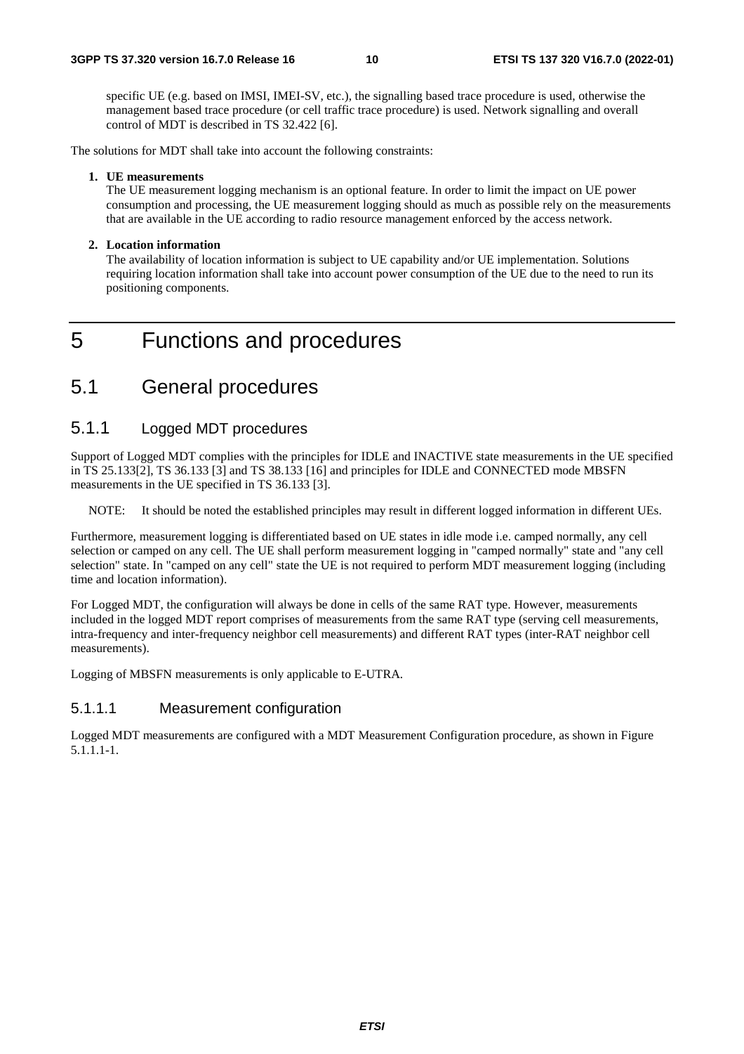specific UE (e.g. based on IMSI, IMEI-SV, etc.), the signalling based trace procedure is used, otherwise the management based trace procedure (or cell traffic trace procedure) is used. Network signalling and overall control of MDT is described in TS 32.422 [6].

The solutions for MDT shall take into account the following constraints:

1. **UE measurements**
   The UE measurement logging mechanism is an optional feature. In order to limit the impact on UE power consumption and processing, the UE measurement logging should as much as possible rely on the measurements that are available in the UE according to radio resource management enforced by the access network.

2. **Location information**
   The availability of location information is subject to UE capability and/or UE implementation. Solutions requiring location information shall take into account power consumption of the UE due to the need to run its positioning components.

# 5 Functions and procedures

## 5.1 General procedures

### 5.1.1 Logged MDT procedures

Support of Logged MDT complies with the principles for IDLE and INACTIVE state measurements in the UE specified in TS 25.133[2], TS 36.133 [3] and TS 38.133 [16] and principles for IDLE and CONNECTED mode MBSFN measurements in the UE specified in TS 36.133 [3].

NOTE: It should be noted the established principles may result in different logged information in different UEs.

Furthermore, measurement logging is differentiated based on UE states in idle mode i.e. camped normally, any cell selection or camped on any cell. The UE shall perform measurement logging in "camped normally" state and "any cell selection" state. In "camped on any cell" state the UE is not required to perform MDT measurement logging (including time and location information).

For Logged MDT, the configuration will always be done in cells of the same RAT type. However, measurements included in the logged MDT report comprises of measurements from the same RAT type (serving cell measurements, intra-frequency and inter-frequency neighbor cell measurements) and different RAT types (inter-RAT neighbor cell measurements).

Logging of MBSFN measurements is only applicable to E-UTRA.

#### 5.1.1.1 Measurement configuration

Logged MDT measurements are configured with a MDT Measurement Configuration procedure, as shown in Figure 5.1.1.1-1.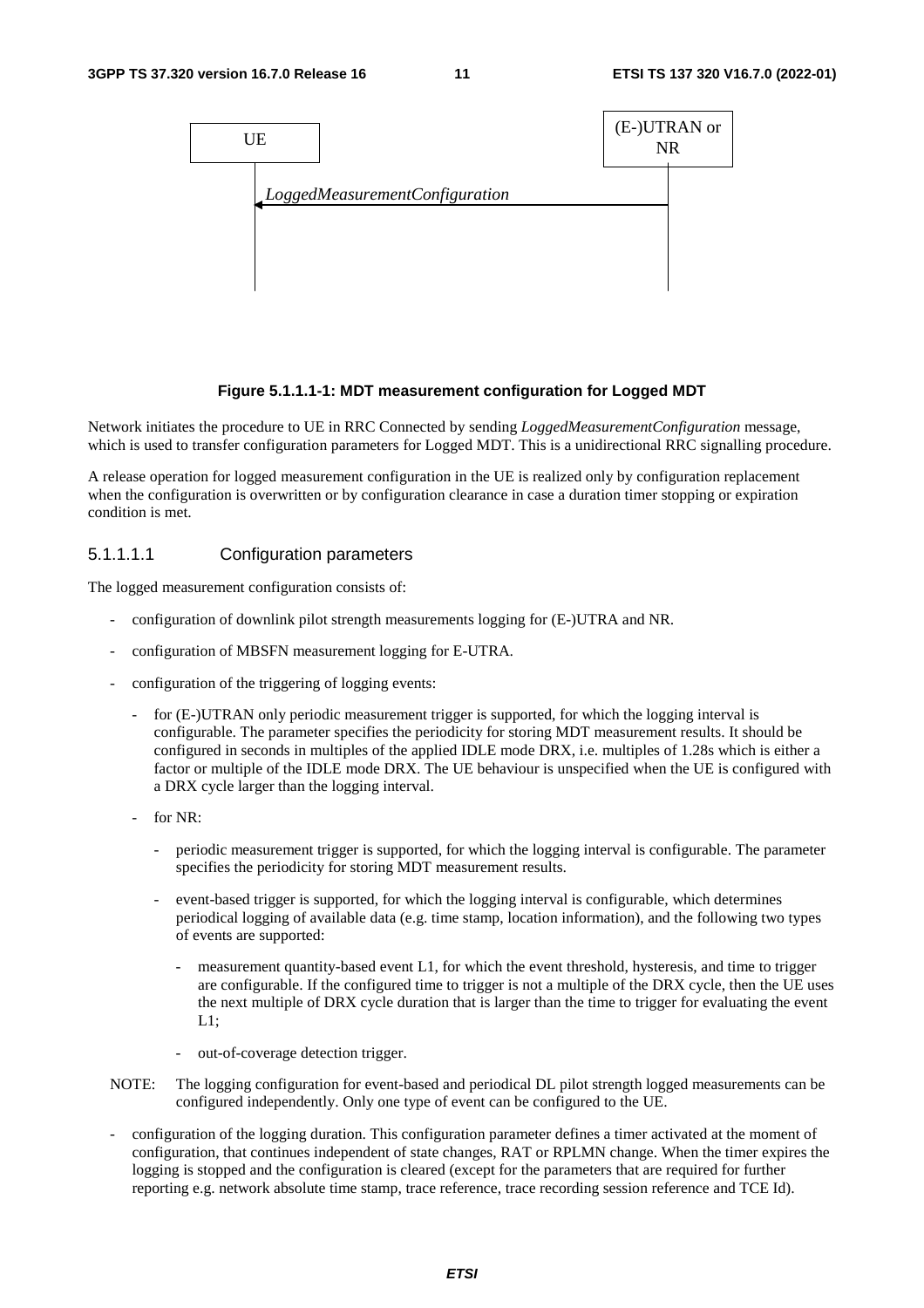UE | (E-)UTRAN or NR

*LoggedMeasurementConfiguration*

**Figure 5.1.1.1-1: MDT measurement configuration for Logged MDT**

Network initiates the procedure to UE in RRC Connected by sending *LoggedMeasurementConfiguration* message, which is used to transfer configuration parameters for Logged MDT. This is a unidirectional RRC signalling procedure.

A release operation for logged measurement configuration in the UE is realized only by configuration replacement when the configuration is overwritten or by configuration clearance in case a duration timer stopping or expiration condition is met.

#### 5.1.1.1.1 Configuration parameters

The logged measurement configuration consists of:

- configuration of downlink pilot strength measurements logging for (E-)UTRA and NR.
- configuration of MBSFN measurement logging for E-UTRA.
- configuration of the triggering of logging events:
  - for (E-)UTRAN only periodic measurement trigger is supported, for which the logging interval is configurable. The parameter specifies the periodicity for storing MDT measurement results. It should be configured in seconds in multiples of the applied IDLE mode DRX, i.e. multiples of 1.28s which is either a factor or multiple of the IDLE mode DRX. The UE behaviour is unspecified when the UE is configured with a DRX cycle larger than the logging interval.
  - for NR:
    - periodic measurement trigger is supported, for which the logging interval is configurable. The parameter specifies the periodicity for storing MDT measurement results.
    - event-based trigger is supported, for which the logging interval is configurable, which determines periodical logging of available data (e.g. time stamp, location information), and the following two types of events are supported:
      - measurement quantity-based event L1, for which the event threshold, hysteresis, and time to trigger are configurable. If the configured time to trigger is not a multiple of the DRX cycle, then the UE uses the next multiple of DRX cycle duration that is larger than the time to trigger for evaluating the event L1;
      - out-of-coverage detection trigger.

NOTE: The logging configuration for event-based and periodical DL pilot strength logged measurements can be configured independently. Only one type of event can be configured to the UE.

- configuration of the logging duration. This configuration parameter defines a timer activated at the moment of configuration, that continues independent of state changes, RAT or RPLMN change. When the timer expires the logging is stopped and the configuration is cleared (except for the parameters that are required for further reporting e.g. network absolute time stamp, trace reference, trace recording session reference and TCE Id).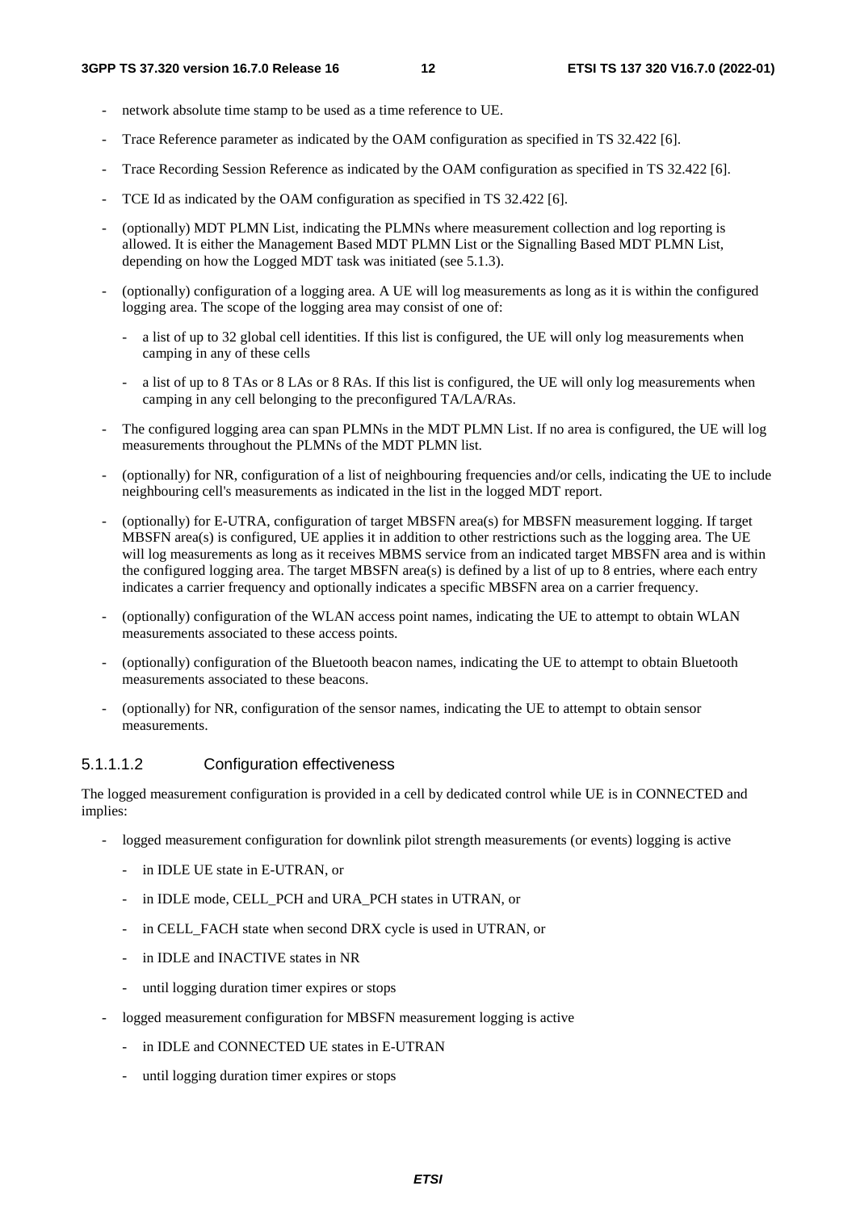- network absolute time stamp to be used as a time reference to UE.
- Trace Reference parameter as indicated by the OAM configuration as specified in TS 32.422 [6].
- Trace Recording Session Reference as indicated by the OAM configuration as specified in TS 32.422 [6].
- TCE Id as indicated by the OAM configuration as specified in TS 32.422 [6].
- (optionally) MDT PLMN List, indicating the PLMNs where measurement collection and log reporting is allowed. It is either the Management Based MDT PLMN List or the Signalling Based MDT PLMN List, depending on how the Logged MDT task was initiated (see 5.1.3).
- (optionally) configuration of a logging area. A UE will log measurements as long as it is within the configured logging area. The scope of the logging area may consist of one of:
  - a list of up to 32 global cell identities. If this list is configured, the UE will only log measurements when camping in any of these cells
  - a list of up to 8 TAs or 8 LAs or 8 RAs. If this list is configured, the UE will only log measurements when camping in any cell belonging to the preconfigured TA/LA/RAs.
- The configured logging area can span PLMNs in the MDT PLMN List. If no area is configured, the UE will log measurements throughout the PLMNs of the MDT PLMN list.
- (optionally) for NR, configuration of a list of neighbouring frequencies and/or cells, indicating the UE to include neighbouring cell's measurements as indicated in the list in the logged MDT report.
- (optionally) for E-UTRA, configuration of target MBSFN area(s) for MBSFN measurement logging. If target MBSFN area(s) is configured, UE applies it in addition to other restrictions such as the logging area. The UE will log measurements as long as it receives MBMS service from an indicated target MBSFN area and is within the configured logging area. The target MBSFN area(s) is defined by a list of up to 8 entries, where each entry indicates a carrier frequency and optionally indicates a specific MBSFN area on a carrier frequency.
- (optionally) configuration of the WLAN access point names, indicating the UE to attempt to obtain WLAN measurements associated to these access points.
- (optionally) configuration of the Bluetooth beacon names, indicating the UE to attempt to obtain Bluetooth measurements associated to these beacons.
- (optionally) for NR, configuration of the sensor names, indicating the UE to attempt to obtain sensor measurements.

##### 5.1.1.1.2 Configuration effectiveness

The logged measurement configuration is provided in a cell by dedicated control while UE is in CONNECTED and implies:

- logged measurement configuration for downlink pilot strength measurements (or events) logging is active
  - in IDLE UE state in E-UTRAN, or
  - in IDLE mode, CELL_PCH and URA_PCH states in UTRAN, or
  - in CELL_FACH state when second DRX cycle is used in UTRAN, or
  - in IDLE and INACTIVE states in NR
  - until logging duration timer expires or stops
- logged measurement configuration for MBSFN measurement logging is active
  - in IDLE and CONNECTED UE states in E-UTRAN
  - until logging duration timer expires or stops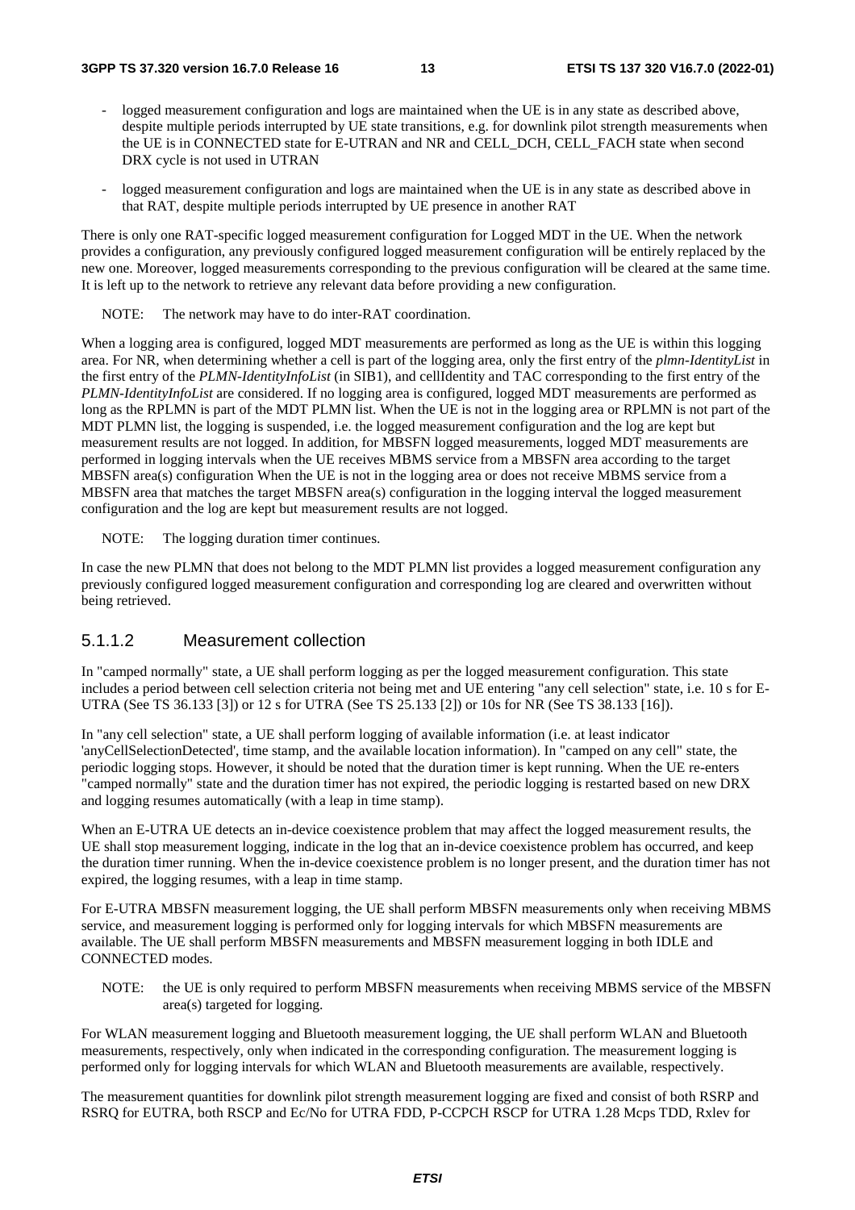- logged measurement configuration and logs are maintained when the UE is in any state as described above, despite multiple periods interrupted by UE state transitions, e.g. for downlink pilot strength measurements when the UE is in CONNECTED state for E-UTRAN and NR and CELL_DCH, CELL_FACH state when second DRX cycle is not used in UTRAN
- logged measurement configuration and logs are maintained when the UE is in any state as described above in that RAT, despite multiple periods interrupted by UE presence in another RAT

There is only one RAT-specific logged measurement configuration for Logged MDT in the UE. When the network provides a configuration, any previously configured logged measurement configuration will be entirely replaced by the new one. Moreover, logged measurements corresponding to the previous configuration will be cleared at the same time. It is left up to the network to retrieve any relevant data before providing a new configuration.

NOTE: The network may have to do inter-RAT coordination.

When a logging area is configured, logged MDT measurements are performed as long as the UE is within this logging area. For NR, when determining whether a cell is part of the logging area, only the first entry of the *plmn-IdentityList* in the first entry of the *PLMN-IdentityInfoList* (in SIB1), and cellIdentity and TAC corresponding to the first entry of the *PLMN-IdentityInfoList* are considered. If no logging area is configured, logged MDT measurements are performed as long as the RPLMN is part of the MDT PLMN list. When the UE is not in the logging area or RPLMN is not part of the MDT PLMN list, the logging is suspended, i.e. the logged measurement configuration and the log are kept but measurement results are not logged. In addition, for MBSFN logged measurements, logged MDT measurements are performed in logging intervals when the UE receives MBMS service from a MBSFN area according to the target MBSFN area(s) configuration When the UE is not in the logging area or does not receive MBMS service from a MBSFN area that matches the target MBSFN area(s) configuration in the logging interval the logged measurement configuration and the log are kept but measurement results are not logged.

NOTE: The logging duration timer continues.

In case the new PLMN that does not belong to the MDT PLMN list provides a logged measurement configuration any previously configured logged measurement configuration and corresponding log are cleared and overwritten without being retrieved.

### 5.1.1.2 Measurement collection

In "camped normally" state, a UE shall perform logging as per the logged measurement configuration. This state includes a period between cell selection criteria not being met and UE entering "any cell selection" state, i.e. 10 s for E-UTRA (See TS 36.133 [3]) or 12 s for UTRA (See TS 25.133 [2]) or 10s for NR (See TS 38.133 [16]).

In "any cell selection" state, a UE shall perform logging of available information (i.e. at least indicator 'anyCellSelectionDetected', time stamp, and the available location information). In "camped on any cell" state, the periodic logging stops. However, it should be noted that the duration timer is kept running. When the UE re-enters "camped normally" state and the duration timer has not expired, the periodic logging is restarted based on new DRX and logging resumes automatically (with a leap in time stamp).

When an E-UTRA UE detects an in-device coexistence problem that may affect the logged measurement results, the UE shall stop measurement logging, indicate in the log that an in-device coexistence problem has occurred, and keep the duration timer running. When the in-device coexistence problem is no longer present, and the duration timer has not expired, the logging resumes, with a leap in time stamp.

For E-UTRA MBSFN measurement logging, the UE shall perform MBSFN measurements only when receiving MBMS service, and measurement logging is performed only for logging intervals for which MBSFN measurements are available. The UE shall perform MBSFN measurements and MBSFN measurement logging in both IDLE and CONNECTED modes.

NOTE: the UE is only required to perform MBSFN measurements when receiving MBMS service of the MBSFN area(s) targeted for logging.

For WLAN measurement logging and Bluetooth measurement logging, the UE shall perform WLAN and Bluetooth measurements, respectively, only when indicated in the corresponding configuration. The measurement logging is performed only for logging intervals for which WLAN and Bluetooth measurements are available, respectively.

The measurement quantities for downlink pilot strength measurement logging are fixed and consist of both RSRP and RSRQ for EUTRA, both RSCP and Ec/No for UTRA FDD, P-CCPCH RSCP for UTRA 1.28 Mcps TDD, Rxlev for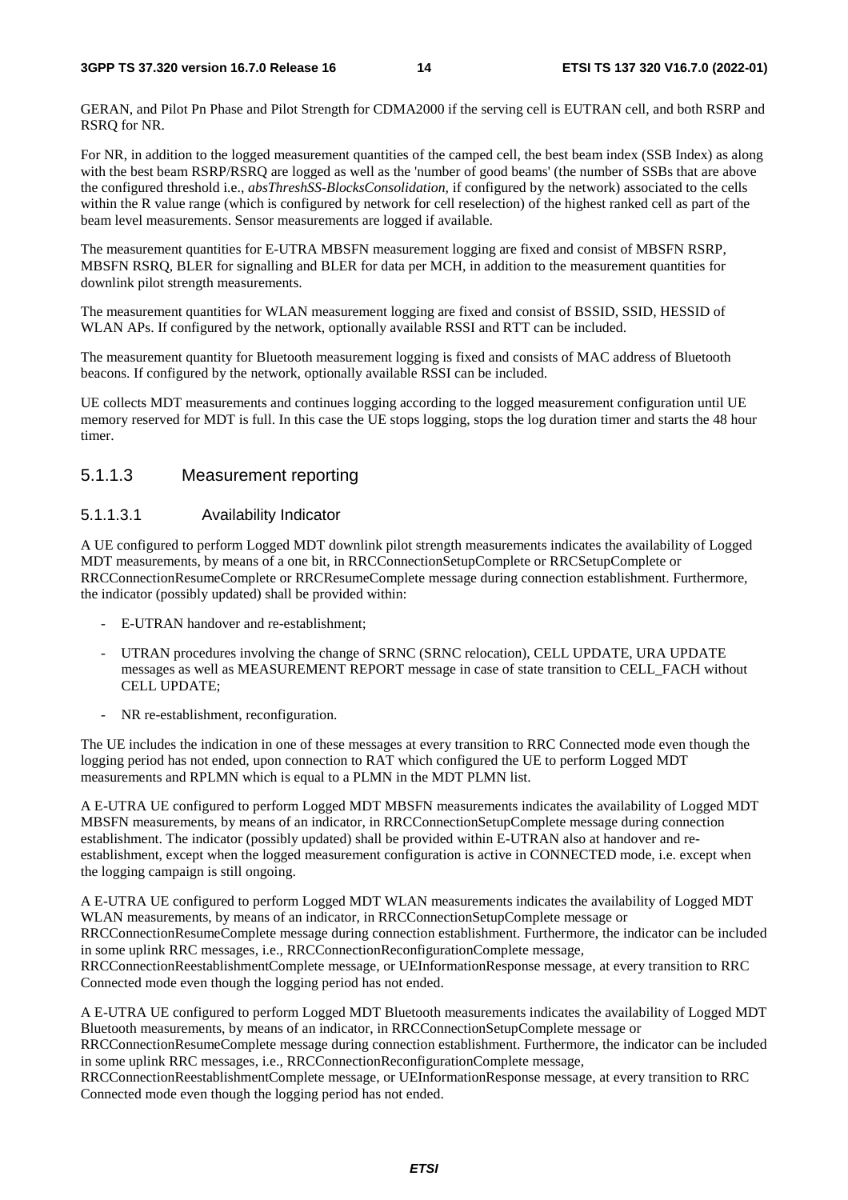GERAN, and Pilot Pn Phase and Pilot Strength for CDMA2000 if the serving cell is EUTRAN cell, and both RSRP and RSRQ for NR.

For NR, in addition to the logged measurement quantities of the camped cell, the best beam index (SSB Index) as along with the best beam RSRP/RSRQ are logged as well as the 'number of good beams' (the number of SSBs that are above the configured threshold i.e., *absThreshSS-BlocksConsolidation*, if configured by the network) associated to the cells within the R value range (which is configured by network for cell reselection) of the highest ranked cell as part of the beam level measurements. Sensor measurements are logged if available.

The measurement quantities for E-UTRA MBSFN measurement logging are fixed and consist of MBSFN RSRP, MBSFN RSRQ, BLER for signalling and BLER for data per MCH, in addition to the measurement quantities for downlink pilot strength measurements.

The measurement quantities for WLAN measurement logging are fixed and consist of BSSID, SSID, HESSID of WLAN APs. If configured by the network, optionally available RSSI and RTT can be included.

The measurement quantity for Bluetooth measurement logging is fixed and consists of MAC address of Bluetooth beacons. If configured by the network, optionally available RSSI can be included.

UE collects MDT measurements and continues logging according to the logged measurement configuration until UE memory reserved for MDT is full. In this case the UE stops logging, stops the log duration timer and starts the 48 hour timer.

#### 5.1.1.3 Measurement reporting

##### 5.1.1.3.1 Availability Indicator

A UE configured to perform Logged MDT downlink pilot strength measurements indicates the availability of Logged MDT measurements, by means of a one bit, in RRCConnectionSetupComplete or RRCSetupComplete or RRCConnectionResumeComplete or RRCResumeComplete message during connection establishment. Furthermore, the indicator (possibly updated) shall be provided within:

- E-UTRAN handover and re-establishment;
- UTRAN procedures involving the change of SRNC (SRNC relocation), CELL UPDATE, URA UPDATE messages as well as MEASUREMENT REPORT message in case of state transition to CELL_FACH without CELL UPDATE;
- NR re-establishment, reconfiguration.

The UE includes the indication in one of these messages at every transition to RRC Connected mode even though the logging period has not ended, upon connection to RAT which configured the UE to perform Logged MDT measurements and RPLMN which is equal to a PLMN in the MDT PLMN list.

A E-UTRA UE configured to perform Logged MDT MBSFN measurements indicates the availability of Logged MDT MBSFN measurements, by means of an indicator, in RRCConnectionSetupComplete message during connection establishment. The indicator (possibly updated) shall be provided within E-UTRAN also at handover and re-establishment, except when the logged measurement configuration is active in CONNECTED mode, i.e. except when the logging campaign is still ongoing.

A E-UTRA UE configured to perform Logged MDT WLAN measurements indicates the availability of Logged MDT WLAN measurements, by means of an indicator, in RRCConnectionSetupComplete message or RRCConnectionResumeComplete message during connection establishment. Furthermore, the indicator can be included in some uplink RRC messages, i.e., RRCConnectionReconfigurationComplete message, RRCConnectionReestablishmentComplete message, or UEInformationResponse message, at every transition to RRC Connected mode even though the logging period has not ended.

A E-UTRA UE configured to perform Logged MDT Bluetooth measurements indicates the availability of Logged MDT Bluetooth measurements, by means of an indicator, in RRCConnectionSetupComplete message or RRCConnectionResumeComplete message during connection establishment. Furthermore, the indicator can be included in some uplink RRC messages, i.e., RRCConnectionReconfigurationComplete message, RRCConnectionReestablishmentComplete message, or UEInformationResponse message, at every transition to RRC Connected mode even though the logging period has not ended.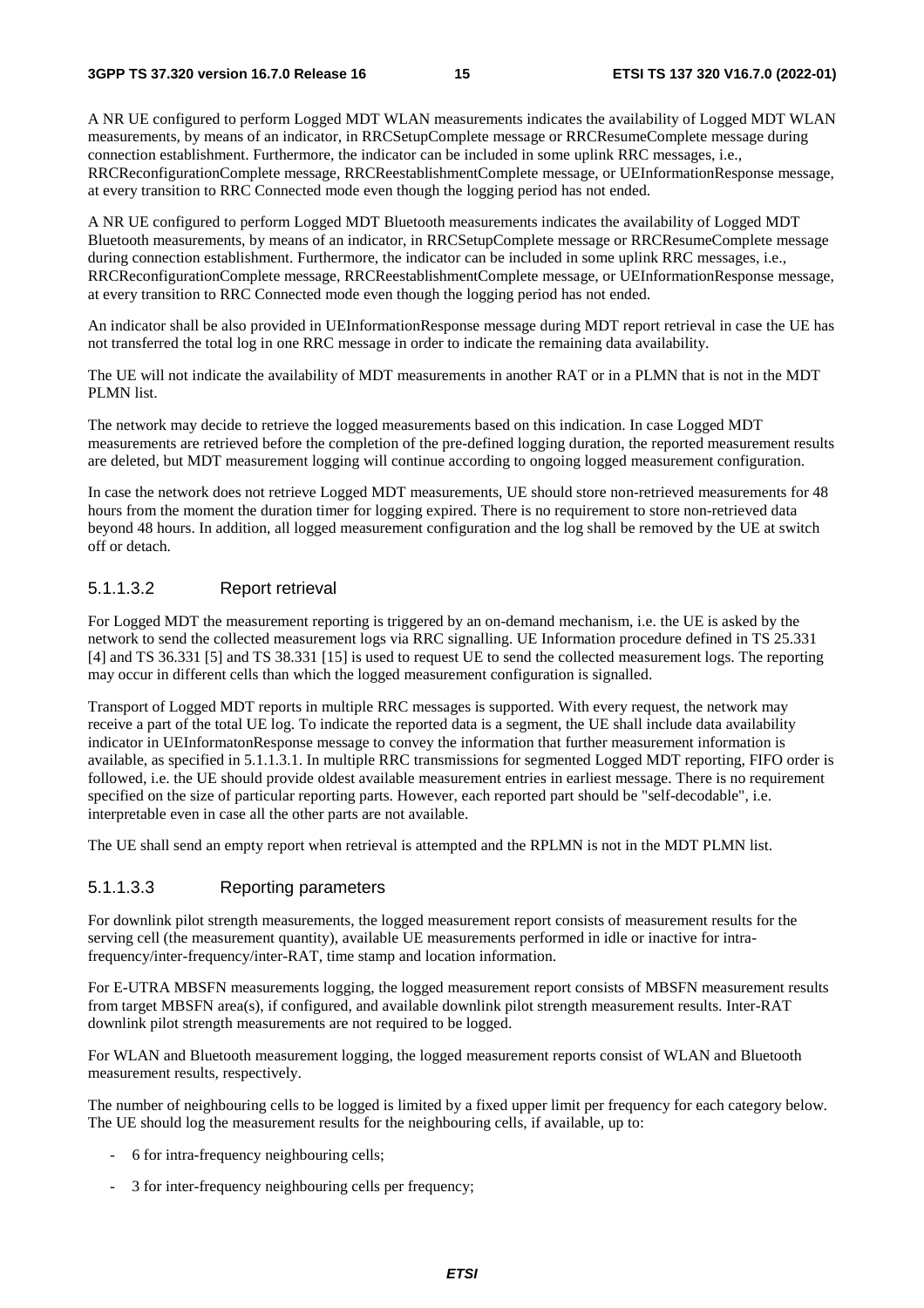A NR UE configured to perform Logged MDT WLAN measurements indicates the availability of Logged MDT WLAN measurements, by means of an indicator, in RRCSetupComplete message or RRCResumeComplete message during connection establishment. Furthermore, the indicator can be included in some uplink RRC messages, i.e., RRCReconfigurationComplete message, RRCReestablishmentComplete message, or UEInformationResponse message, at every transition to RRC Connected mode even though the logging period has not ended.

A NR UE configured to perform Logged MDT Bluetooth measurements indicates the availability of Logged MDT Bluetooth measurements, by means of an indicator, in RRCSetupComplete message or RRCResumeComplete message during connection establishment. Furthermore, the indicator can be included in some uplink RRC messages, i.e., RRCReconfigurationComplete message, RRCReestablishmentComplete message, or UEInformationResponse message, at every transition to RRC Connected mode even though the logging period has not ended.

An indicator shall be also provided in UEInformationResponse message during MDT report retrieval in case the UE has not transferred the total log in one RRC message in order to indicate the remaining data availability.

The UE will not indicate the availability of MDT measurements in another RAT or in a PLMN that is not in the MDT PLMN list.

The network may decide to retrieve the logged measurements based on this indication. In case Logged MDT measurements are retrieved before the completion of the pre-defined logging duration, the reported measurement results are deleted, but MDT measurement logging will continue according to ongoing logged measurement configuration.

In case the network does not retrieve Logged MDT measurements, UE should store non-retrieved measurements for 48 hours from the moment the duration timer for logging expired. There is no requirement to store non-retrieved data beyond 48 hours. In addition, all logged measurement configuration and the log shall be removed by the UE at switch off or detach.

#### 5.1.1.3.2 Report retrieval

For Logged MDT the measurement reporting is triggered by an on-demand mechanism, i.e. the UE is asked by the network to send the collected measurement logs via RRC signalling. UE Information procedure defined in TS 25.331 [4] and TS 36.331 [5] and TS 38.331 [15] is used to request UE to send the collected measurement logs. The reporting may occur in different cells than which the logged measurement configuration is signalled.

Transport of Logged MDT reports in multiple RRC messages is supported. With every request, the network may receive a part of the total UE log. To indicate the reported data is a segment, the UE shall include data availability indicator in UEInformatonResponse message to convey the information that further measurement information is available, as specified in 5.1.1.3.1. In multiple RRC transmissions for segmented Logged MDT reporting, FIFO order is followed, i.e. the UE should provide oldest available measurement entries in earliest message. There is no requirement specified on the size of particular reporting parts. However, each reported part should be "self-decodable", i.e. interpretable even in case all the other parts are not available.

The UE shall send an empty report when retrieval is attempted and the RPLMN is not in the MDT PLMN list.

#### 5.1.1.3.3 Reporting parameters

For downlink pilot strength measurements, the logged measurement report consists of measurement results for the serving cell (the measurement quantity), available UE measurements performed in idle or inactive for intra-frequency/inter-frequency/inter-RAT, time stamp and location information.

For E-UTRA MBSFN measurements logging, the logged measurement report consists of MBSFN measurement results from target MBSFN area(s), if configured, and available downlink pilot strength measurement results. Inter-RAT downlink pilot strength measurements are not required to be logged.

For WLAN and Bluetooth measurement logging, the logged measurement reports consist of WLAN and Bluetooth measurement results, respectively.

The number of neighbouring cells to be logged is limited by a fixed upper limit per frequency for each category below. The UE should log the measurement results for the neighbouring cells, if available, up to:

- 6 for intra-frequency neighbouring cells;
- 3 for inter-frequency neighbouring cells per frequency;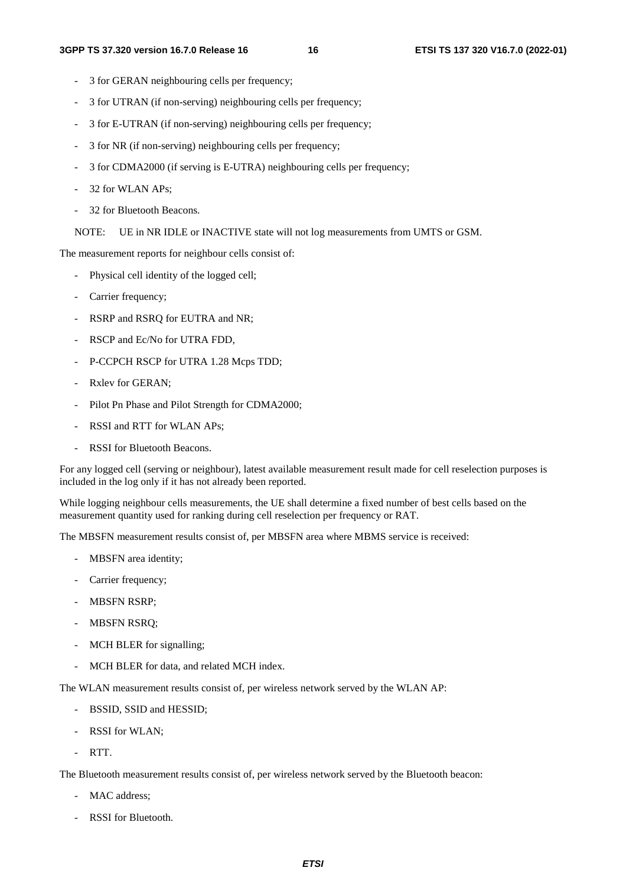- 3 for GERAN neighbouring cells per frequency;
- 3 for UTRAN (if non-serving) neighbouring cells per frequency;
- 3 for E-UTRAN (if non-serving) neighbouring cells per frequency;
- 3 for NR (if non-serving) neighbouring cells per frequency;
- 3 for CDMA2000 (if serving is E-UTRA) neighbouring cells per frequency;
- 32 for WLAN APs;
- 32 for Bluetooth Beacons.

NOTE: UE in NR IDLE or INACTIVE state will not log measurements from UMTS or GSM.

The measurement reports for neighbour cells consist of:

- Physical cell identity of the logged cell;
- Carrier frequency;
- RSRP and RSRQ for EUTRA and NR;
- RSCP and Ec/No for UTRA FDD,
- P-CCPCH RSCP for UTRA 1.28 Mcps TDD;
- Rxlev for GERAN;
- Pilot Pn Phase and Pilot Strength for CDMA2000;
- RSSI and RTT for WLAN APs;
- RSSI for Bluetooth Beacons.

For any logged cell (serving or neighbour), latest available measurement result made for cell reselection purposes is included in the log only if it has not already been reported.

While logging neighbour cells measurements, the UE shall determine a fixed number of best cells based on the measurement quantity used for ranking during cell reselection per frequency or RAT.

The MBSFN measurement results consist of, per MBSFN area where MBMS service is received:

- MBSFN area identity;
- Carrier frequency;
- MBSFN RSRP;
- MBSFN RSRQ;
- MCH BLER for signalling;
- MCH BLER for data, and related MCH index.

The WLAN measurement results consist of, per wireless network served by the WLAN AP:

- BSSID, SSID and HESSID;
- RSSI for WLAN;
- RTT.

The Bluetooth measurement results consist of, per wireless network served by the Bluetooth beacon:

- MAC address;
- RSSI for Bluetooth.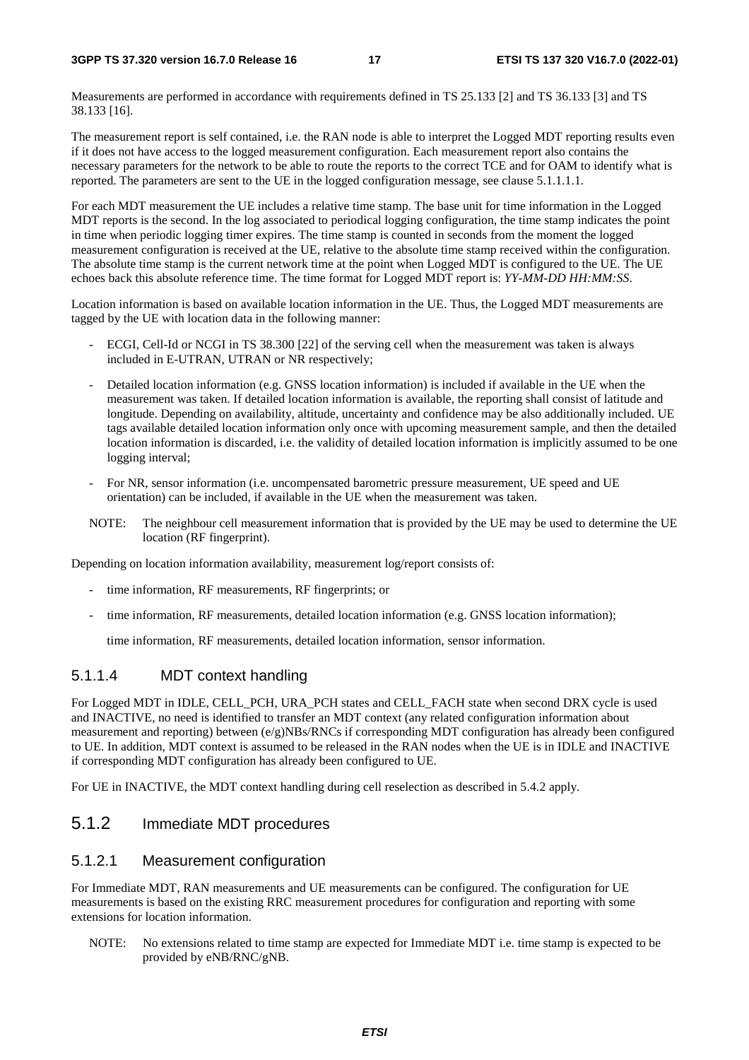Measurements are performed in accordance with requirements defined in TS 25.133 [2] and TS 36.133 [3] and TS 38.133 [16].

The measurement report is self contained, i.e. the RAN node is able to interpret the Logged MDT reporting results even if it does not have access to the logged measurement configuration. Each measurement report also contains the necessary parameters for the network to be able to route the reports to the correct TCE and for OAM to identify what is reported. The parameters are sent to the UE in the logged configuration message, see clause 5.1.1.1.1.

For each MDT measurement the UE includes a relative time stamp. The base unit for time information in the Logged MDT reports is the second. In the log associated to periodical logging configuration, the time stamp indicates the point in time when periodic logging timer expires. The time stamp is counted in seconds from the moment the logged measurement configuration is received at the UE, relative to the absolute time stamp received within the configuration. The absolute time stamp is the current network time at the point when Logged MDT is configured to the UE. The UE echoes back this absolute reference time. The time format for Logged MDT report is: *YY-MM-DD HH:MM:SS*.

Location information is based on available location information in the UE. Thus, the Logged MDT measurements are tagged by the UE with location data in the following manner:

- ECGI, Cell-Id or NCGI in TS 38.300 [22] of the serving cell when the measurement was taken is always included in E-UTRAN, UTRAN or NR respectively;
- Detailed location information (e.g. GNSS location information) is included if available in the UE when the measurement was taken. If detailed location information is available, the reporting shall consist of latitude and longitude. Depending on availability, altitude, uncertainty and confidence may be also additionally included. UE tags available detailed location information only once with upcoming measurement sample, and then the detailed location information is discarded, i.e. the validity of detailed location information is implicitly assumed to be one logging interval;
- For NR, sensor information (i.e. uncompensated barometric pressure measurement, UE speed and UE orientation) can be included, if available in the UE when the measurement was taken.

NOTE: The neighbour cell measurement information that is provided by the UE may be used to determine the UE location (RF fingerprint).

Depending on location information availability, measurement log/report consists of:

- time information, RF measurements, RF fingerprints; or
- time information, RF measurements, detailed location information (e.g. GNSS location information);

  time information, RF measurements, detailed location information, sensor information.

#### 5.1.1.4 MDT context handling

For Logged MDT in IDLE, CELL_PCH, URA_PCH states and CELL_FACH state when second DRX cycle is used and INACTIVE, no need is identified to transfer an MDT context (any related configuration information about measurement and reporting) between (e/g)NBs/RNCs if corresponding MDT configuration has already been configured to UE. In addition, MDT context is assumed to be released in the RAN nodes when the UE is in IDLE and INACTIVE if corresponding MDT configuration has already been configured to UE.

For UE in INACTIVE, the MDT context handling during cell reselection as described in 5.4.2 apply.

### 5.1.2 Immediate MDT procedures

#### 5.1.2.1 Measurement configuration

For Immediate MDT, RAN measurements and UE measurements can be configured. The configuration for UE measurements is based on the existing RRC measurement procedures for configuration and reporting with some extensions for location information.

NOTE: No extensions related to time stamp are expected for Immediate MDT i.e. time stamp is expected to be provided by eNB/RNC/gNB.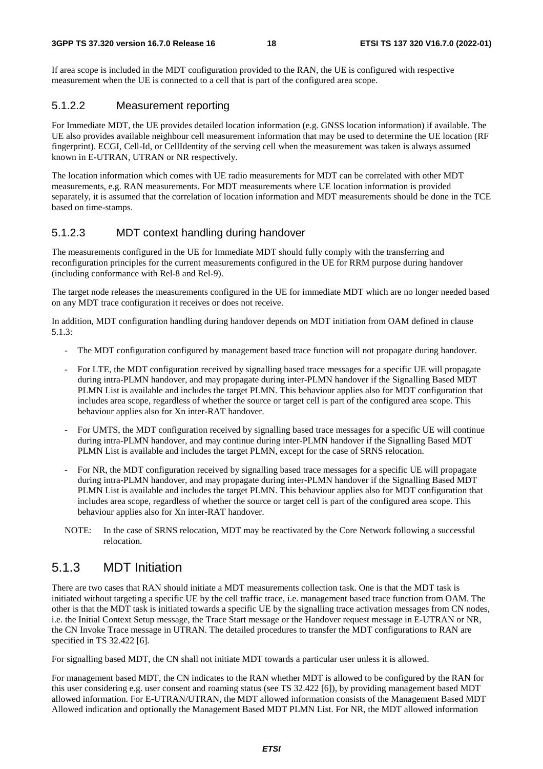If area scope is included in the MDT configuration provided to the RAN, the UE is configured with respective measurement when the UE is connected to a cell that is part of the configured area scope.

### 5.1.2.2 Measurement reporting

For Immediate MDT, the UE provides detailed location information (e.g. GNSS location information) if available. The UE also provides available neighbour cell measurement information that may be used to determine the UE location (RF fingerprint). ECGI, Cell-Id, or CellIdentity of the serving cell when the measurement was taken is always assumed known in E-UTRAN, UTRAN or NR respectively.

The location information which comes with UE radio measurements for MDT can be correlated with other MDT measurements, e.g. RAN measurements. For MDT measurements where UE location information is provided separately, it is assumed that the correlation of location information and MDT measurements should be done in the TCE based on time-stamps.

### 5.1.2.3 MDT context handling during handover

The measurements configured in the UE for Immediate MDT should fully comply with the transferring and reconfiguration principles for the current measurements configured in the UE for RRM purpose during handover (including conformance with Rel-8 and Rel-9).

The target node releases the measurements configured in the UE for immediate MDT which are no longer needed based on any MDT trace configuration it receives or does not receive.

In addition, MDT configuration handling during handover depends on MDT initiation from OAM defined in clause 5.1.3:

- The MDT configuration configured by management based trace function will not propagate during handover.
- For LTE, the MDT configuration received by signalling based trace messages for a specific UE will propagate during intra-PLMN handover, and may propagate during inter-PLMN handover if the Signalling Based MDT PLMN List is available and includes the target PLMN. This behaviour applies also for MDT configuration that includes area scope, regardless of whether the source or target cell is part of the configured area scope. This behaviour applies also for Xn inter-RAT handover.
- For UMTS, the MDT configuration received by signalling based trace messages for a specific UE will continue during intra-PLMN handover, and may continue during inter-PLMN handover if the Signalling Based MDT PLMN List is available and includes the target PLMN, except for the case of SRNS relocation.
- For NR, the MDT configuration received by signalling based trace messages for a specific UE will propagate during intra-PLMN handover, and may propagate during inter-PLMN handover if the Signalling Based MDT PLMN List is available and includes the target PLMN. This behaviour applies also for MDT configuration that includes area scope, regardless of whether the source or target cell is part of the configured area scope. This behaviour applies also for Xn inter-RAT handover.

NOTE: In the case of SRNS relocation, MDT may be reactivated by the Core Network following a successful relocation.

## 5.1.3 MDT Initiation

There are two cases that RAN should initiate a MDT measurements collection task. One is that the MDT task is initiated without targeting a specific UE by the cell traffic trace, i.e. management based trace function from OAM. The other is that the MDT task is initiated towards a specific UE by the signalling trace activation messages from CN nodes, i.e. the Initial Context Setup message, the Trace Start message or the Handover request message in E-UTRAN or NR, the CN Invoke Trace message in UTRAN. The detailed procedures to transfer the MDT configurations to RAN are specified in TS 32.422 [6].

For signalling based MDT, the CN shall not initiate MDT towards a particular user unless it is allowed.

For management based MDT, the CN indicates to the RAN whether MDT is allowed to be configured by the RAN for this user considering e.g. user consent and roaming status (see TS 32.422 [6]), by providing management based MDT allowed information. For E-UTRAN/UTRAN, the MDT allowed information consists of the Management Based MDT Allowed indication and optionally the Management Based MDT PLMN List. For NR, the MDT allowed information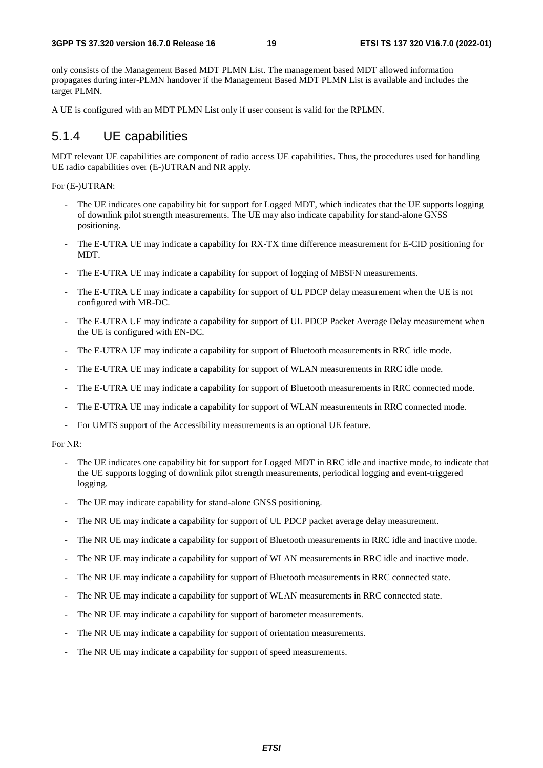only consists of the Management Based MDT PLMN List. The management based MDT allowed information propagates during inter-PLMN handover if the Management Based MDT PLMN List is available and includes the target PLMN.

A UE is configured with an MDT PLMN List only if user consent is valid for the RPLMN.

### 5.1.4 UE capabilities

MDT relevant UE capabilities are component of radio access UE capabilities. Thus, the procedures used for handling UE radio capabilities over (E-)UTRAN and NR apply.

For (E-)UTRAN:

- The UE indicates one capability bit for support for Logged MDT, which indicates that the UE supports logging of downlink pilot strength measurements. The UE may also indicate capability for stand-alone GNSS positioning.
- The E-UTRA UE may indicate a capability for RX-TX time difference measurement for E-CID positioning for MDT.
- The E-UTRA UE may indicate a capability for support of logging of MBSFN measurements.
- The E-UTRA UE may indicate a capability for support of UL PDCP delay measurement when the UE is not configured with MR-DC.
- The E-UTRA UE may indicate a capability for support of UL PDCP Packet Average Delay measurement when the UE is configured with EN-DC.
- The E-UTRA UE may indicate a capability for support of Bluetooth measurements in RRC idle mode.
- The E-UTRA UE may indicate a capability for support of WLAN measurements in RRC idle mode.
- The E-UTRA UE may indicate a capability for support of Bluetooth measurements in RRC connected mode.
- The E-UTRA UE may indicate a capability for support of WLAN measurements in RRC connected mode.
- For UMTS support of the Accessibility measurements is an optional UE feature.

For NR:

- The UE indicates one capability bit for support for Logged MDT in RRC idle and inactive mode, to indicate that the UE supports logging of downlink pilot strength measurements, periodical logging and event-triggered logging.
- The UE may indicate capability for stand-alone GNSS positioning.
- The NR UE may indicate a capability for support of UL PDCP packet average delay measurement.
- The NR UE may indicate a capability for support of Bluetooth measurements in RRC idle and inactive mode.
- The NR UE may indicate a capability for support of WLAN measurements in RRC idle and inactive mode.
- The NR UE may indicate a capability for support of Bluetooth measurements in RRC connected state.
- The NR UE may indicate a capability for support of WLAN measurements in RRC connected state.
- The NR UE may indicate a capability for support of barometer measurements.
- The NR UE may indicate a capability for support of orientation measurements.
- The NR UE may indicate a capability for support of speed measurements.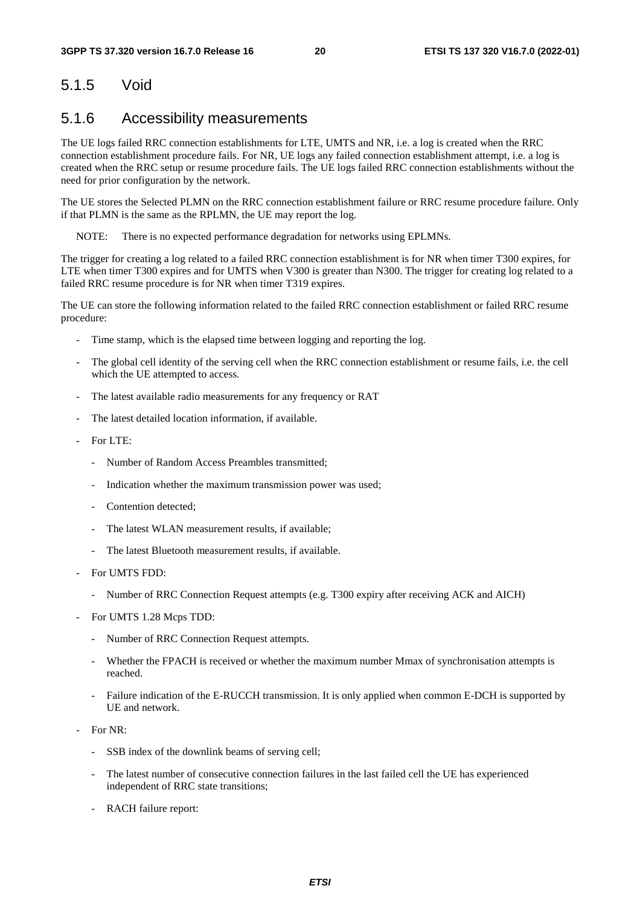## 5.1.5 Void

## 5.1.6 Accessibility measurements

The UE logs failed RRC connection establishments for LTE, UMTS and NR, i.e. a log is created when the RRC connection establishment procedure fails. For NR, UE logs any failed connection establishment attempt, i.e. a log is created when the RRC setup or resume procedure fails. The UE logs failed RRC connection establishments without the need for prior configuration by the network.

The UE stores the Selected PLMN on the RRC connection establishment failure or RRC resume procedure failure. Only if that PLMN is the same as the RPLMN, the UE may report the log.

NOTE: There is no expected performance degradation for networks using EPLMNs.

The trigger for creating a log related to a failed RRC connection establishment is for NR when timer T300 expires, for LTE when timer T300 expires and for UMTS when V300 is greater than N300. The trigger for creating log related to a failed RRC resume procedure is for NR when timer T319 expires.

The UE can store the following information related to the failed RRC connection establishment or failed RRC resume procedure:

- Time stamp, which is the elapsed time between logging and reporting the log.
- The global cell identity of the serving cell when the RRC connection establishment or resume fails, i.e. the cell which the UE attempted to access.
- The latest available radio measurements for any frequency or RAT
- The latest detailed location information, if available.
- For LTE:
  - Number of Random Access Preambles transmitted;
  - Indication whether the maximum transmission power was used;
  - Contention detected;
  - The latest WLAN measurement results, if available;
  - The latest Bluetooth measurement results, if available.
- For UMTS FDD:
  - Number of RRC Connection Request attempts (e.g. T300 expiry after receiving ACK and AICH)
- For UMTS 1.28 Mcps TDD:
  - Number of RRC Connection Request attempts.
  - Whether the FPACH is received or whether the maximum number Mmax of synchronisation attempts is reached.
  - Failure indication of the E-RUCCH transmission. It is only applied when common E-DCH is supported by UE and network.
- For NR:
  - SSB index of the downlink beams of serving cell;
  - The latest number of consecutive connection failures in the last failed cell the UE has experienced independent of RRC state transitions;
  - RACH failure report: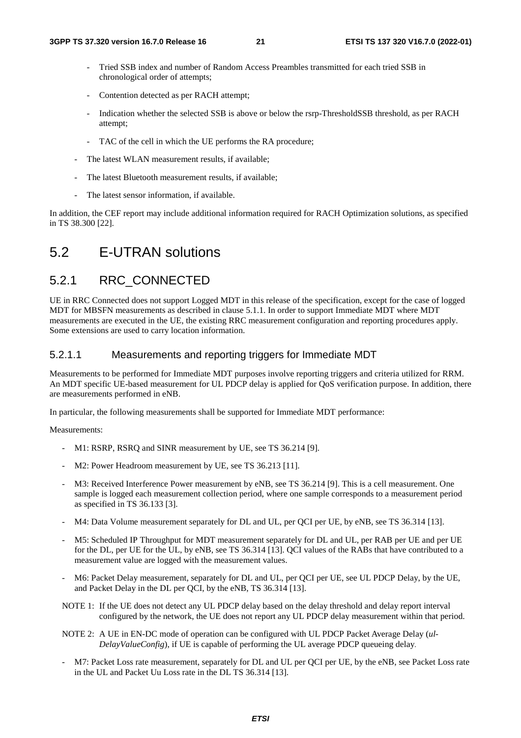- Tried SSB index and number of Random Access Preambles transmitted for each tried SSB in chronological order of attempts;
        - Contention detected as per RACH attempt;
        - Indication whether the selected SSB is above or below the rsrp-ThresholdSSB threshold, as per RACH attempt;
        - TAC of the cell in which the UE performs the RA procedure;
    - The latest WLAN measurement results, if available;
    - The latest Bluetooth measurement results, if available;
    - The latest sensor information, if available.

In addition, the CEF report may include additional information required for RACH Optimization solutions, as specified in TS 38.300 [22].

# 5.2 E-UTRAN solutions

## 5.2.1 RRC_CONNECTED

UE in RRC Connected does not support Logged MDT in this release of the specification, except for the case of logged MDT for MBSFN measurements as described in clause 5.1.1. In order to support Immediate MDT where MDT measurements are executed in the UE, the existing RRC measurement configuration and reporting procedures apply. Some extensions are used to carry location information.

### 5.2.1.1 Measurements and reporting triggers for Immediate MDT

Measurements to be performed for Immediate MDT purposes involve reporting triggers and criteria utilized for RRM. An MDT specific UE-based measurement for UL PDCP delay is applied for QoS verification purpose. In addition, there are measurements performed in eNB.

In particular, the following measurements shall be supported for Immediate MDT performance:

Measurements:

- M1: RSRP, RSRQ and SINR measurement by UE, see TS 36.214 [9].
- M2: Power Headroom measurement by UE, see TS 36.213 [11].
- M3: Received Interference Power measurement by eNB, see TS 36.214 [9]. This is a cell measurement. One sample is logged each measurement collection period, where one sample corresponds to a measurement period as specified in TS 36.133 [3].
- M4: Data Volume measurement separately for DL and UL, per QCI per UE, by eNB, see TS 36.314 [13].
- M5: Scheduled IP Throughput for MDT measurement separately for DL and UL, per RAB per UE and per UE for the DL, per UE for the UL, by eNB, see TS 36.314 [13]. QCI values of the RABs that have contributed to a measurement value are logged with the measurement values.
- M6: Packet Delay measurement, separately for DL and UL, per QCI per UE, see UL PDCP Delay, by the UE, and Packet Delay in the DL per QCI, by the eNB, TS 36.314 [13].

NOTE 1: If the UE does not detect any UL PDCP delay based on the delay threshold and delay report interval configured by the network, the UE does not report any UL PDCP delay measurement within that period.

NOTE 2: A UE in EN-DC mode of operation can be configured with UL PDCP Packet Average Delay (*ul-DelayValueConfig*), if UE is capable of performing the UL average PDCP queueing delay.

- M7: Packet Loss rate measurement, separately for DL and UL per QCI per UE, by the eNB, see Packet Loss rate in the UL and Packet Uu Loss rate in the DL TS 36.314 [13].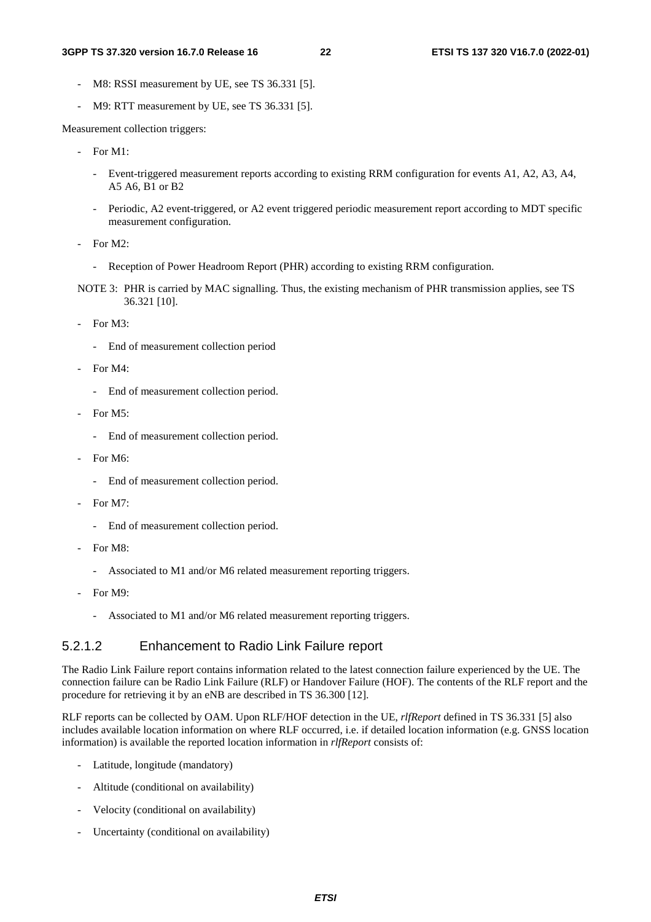- M8: RSSI measurement by UE, see TS 36.331 [5].
- M9: RTT measurement by UE, see TS 36.331 [5].

Measurement collection triggers:

- For M1:
  - Event-triggered measurement reports according to existing RRM configuration for events A1, A2, A3, A4, A5 A6, B1 or B2
  - Periodic, A2 event-triggered, or A2 event triggered periodic measurement report according to MDT specific measurement configuration.
- For M2:
  - Reception of Power Headroom Report (PHR) according to existing RRM configuration.

NOTE 3: PHR is carried by MAC signalling. Thus, the existing mechanism of PHR transmission applies, see TS 36.321 [10].

- For M3:
  - End of measurement collection period
- For M4:
  - End of measurement collection period.
- For M5:
  - End of measurement collection period.
- For M6:
  - End of measurement collection period.
- For M7:
  - End of measurement collection period.
- For M8:
  - Associated to M1 and/or M6 related measurement reporting triggers.
- For M9:
  - Associated to M1 and/or M6 related measurement reporting triggers.

#### 5.2.1.2 Enhancement to Radio Link Failure report

The Radio Link Failure report contains information related to the latest connection failure experienced by the UE. The connection failure can be Radio Link Failure (RLF) or Handover Failure (HOF). The contents of the RLF report and the procedure for retrieving it by an eNB are described in TS 36.300 [12].

RLF reports can be collected by OAM. Upon RLF/HOF detection in the UE, *rlfReport* defined in TS 36.331 [5] also includes available location information on where RLF occurred, i.e. if detailed location information (e.g. GNSS location information) is available the reported location information in *rlfReport* consists of:

- Latitude, longitude (mandatory)
- Altitude (conditional on availability)
- Velocity (conditional on availability)
- Uncertainty (conditional on availability)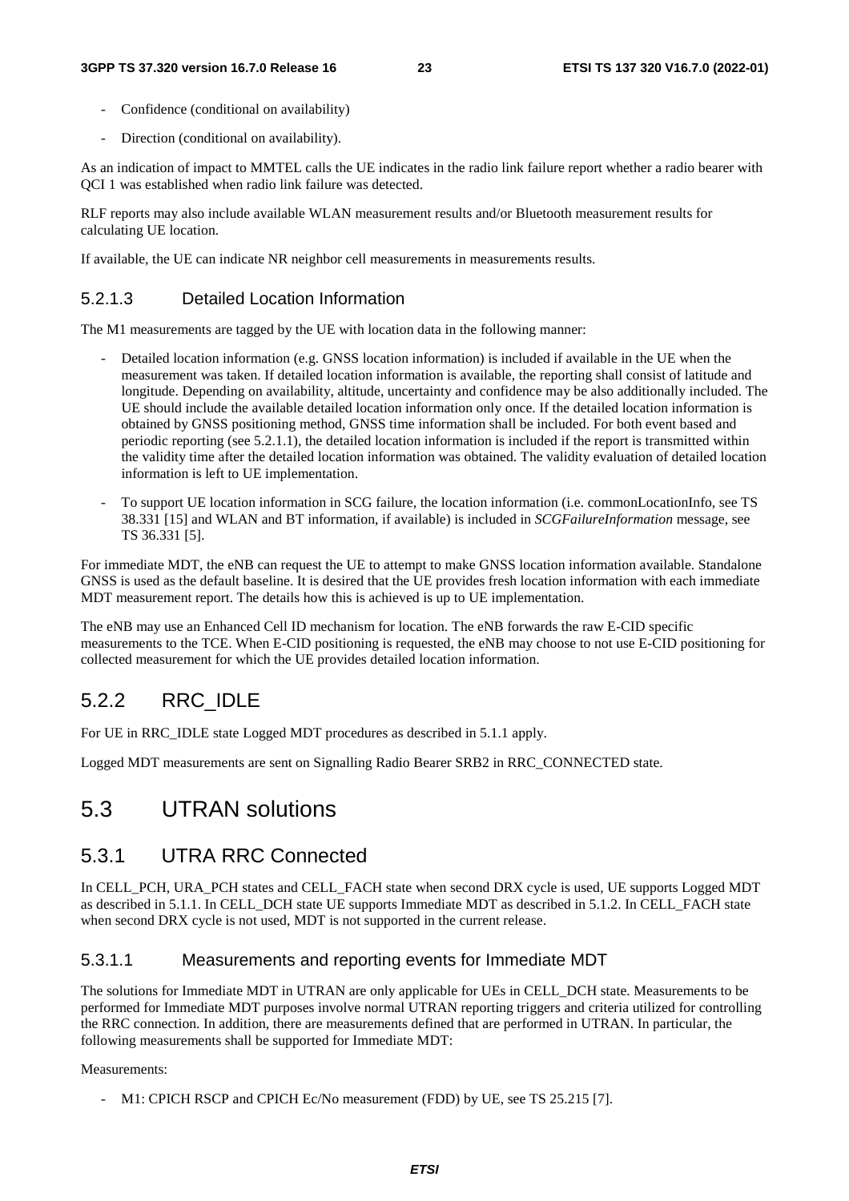- Confidence (conditional on availability)
- Direction (conditional on availability).

As an indication of impact to MMTEL calls the UE indicates in the radio link failure report whether a radio bearer with QCI 1 was established when radio link failure was detected.

RLF reports may also include available WLAN measurement results and/or Bluetooth measurement results for calculating UE location.

If available, the UE can indicate NR neighbor cell measurements in measurements results.

#### 5.2.1.3 Detailed Location Information

The M1 measurements are tagged by the UE with location data in the following manner:

- Detailed location information (e.g. GNSS location information) is included if available in the UE when the measurement was taken. If detailed location information is available, the reporting shall consist of latitude and longitude. Depending on availability, altitude, uncertainty and confidence may be also additionally included. The UE should include the available detailed location information only once. If the detailed location information is obtained by GNSS positioning method, GNSS time information shall be included. For both event based and periodic reporting (see 5.2.1.1), the detailed location information is included if the report is transmitted within the validity time after the detailed location information was obtained. The validity evaluation of detailed location information is left to UE implementation.
- To support UE location information in SCG failure, the location information (i.e. commonLocationInfo, see TS 38.331 [15] and WLAN and BT information, if available) is included in *SCGFailureInformation* message, see TS 36.331 [5].

For immediate MDT, the eNB can request the UE to attempt to make GNSS location information available. Standalone GNSS is used as the default baseline. It is desired that the UE provides fresh location information with each immediate MDT measurement report. The details how this is achieved is up to UE implementation.

The eNB may use an Enhanced Cell ID mechanism for location. The eNB forwards the raw E-CID specific measurements to the TCE. When E-CID positioning is requested, the eNB may choose to not use E-CID positioning for collected measurement for which the UE provides detailed location information.

### 5.2.2 RRC_IDLE

For UE in RRC_IDLE state Logged MDT procedures as described in 5.1.1 apply.

Logged MDT measurements are sent on Signalling Radio Bearer SRB2 in RRC_CONNECTED state.

## 5.3 UTRAN solutions

### 5.3.1 UTRA RRC Connected

In CELL_PCH, URA_PCH states and CELL_FACH state when second DRX cycle is used, UE supports Logged MDT as described in 5.1.1. In CELL_DCH state UE supports Immediate MDT as described in 5.1.2. In CELL_FACH state when second DRX cycle is not used, MDT is not supported in the current release.

#### 5.3.1.1 Measurements and reporting events for Immediate MDT

The solutions for Immediate MDT in UTRAN are only applicable for UEs in CELL_DCH state. Measurements to be performed for Immediate MDT purposes involve normal UTRAN reporting triggers and criteria utilized for controlling the RRC connection. In addition, there are measurements defined that are performed in UTRAN. In particular, the following measurements shall be supported for Immediate MDT:

Measurements:

- M1: CPICH RSCP and CPICH Ec/No measurement (FDD) by UE, see TS 25.215 [7].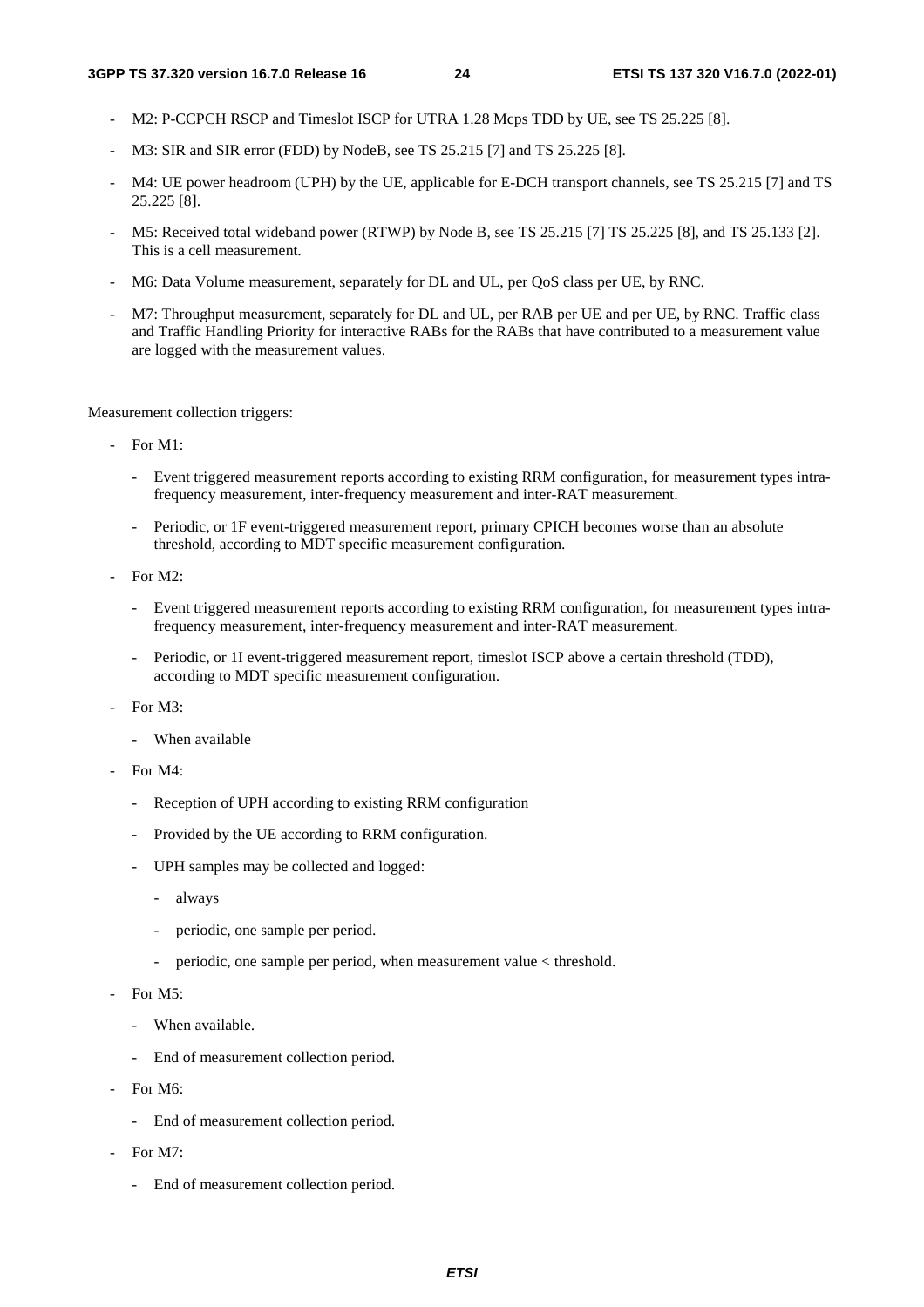- M2: P-CCPCH RSCP and Timeslot ISCP for UTRA 1.28 Mcps TDD by UE, see TS 25.225 [8].
- M3: SIR and SIR error (FDD) by NodeB, see TS 25.215 [7] and TS 25.225 [8].
- M4: UE power headroom (UPH) by the UE, applicable for E-DCH transport channels, see TS 25.215 [7] and TS 25.225 [8].
- M5: Received total wideband power (RTWP) by Node B, see TS 25.215 [7] TS 25.225 [8], and TS 25.133 [2]. This is a cell measurement.
- M6: Data Volume measurement, separately for DL and UL, per QoS class per UE, by RNC.
- M7: Throughput measurement, separately for DL and UL, per RAB per UE and per UE, by RNC. Traffic class and Traffic Handling Priority for interactive RABs for the RABs that have contributed to a measurement value are logged with the measurement values.

Measurement collection triggers:

- For M1:
  - Event triggered measurement reports according to existing RRM configuration, for measurement types intra-frequency measurement, inter-frequency measurement and inter-RAT measurement.
  - Periodic, or 1F event-triggered measurement report, primary CPICH becomes worse than an absolute threshold, according to MDT specific measurement configuration.
- For M2:
  - Event triggered measurement reports according to existing RRM configuration, for measurement types intra-frequency measurement, inter-frequency measurement and inter-RAT measurement.
  - Periodic, or 1I event-triggered measurement report, timeslot ISCP above a certain threshold (TDD), according to MDT specific measurement configuration.
- For M3:
  - When available
- For M4:
  - Reception of UPH according to existing RRM configuration
  - Provided by the UE according to RRM configuration.
  - UPH samples may be collected and logged:
    - always
    - periodic, one sample per period.
    - periodic, one sample per period, when measurement value < threshold.
- For M5:
  - When available.
  - End of measurement collection period.
- For M6:
  - End of measurement collection period.
- For M7:
  - End of measurement collection period.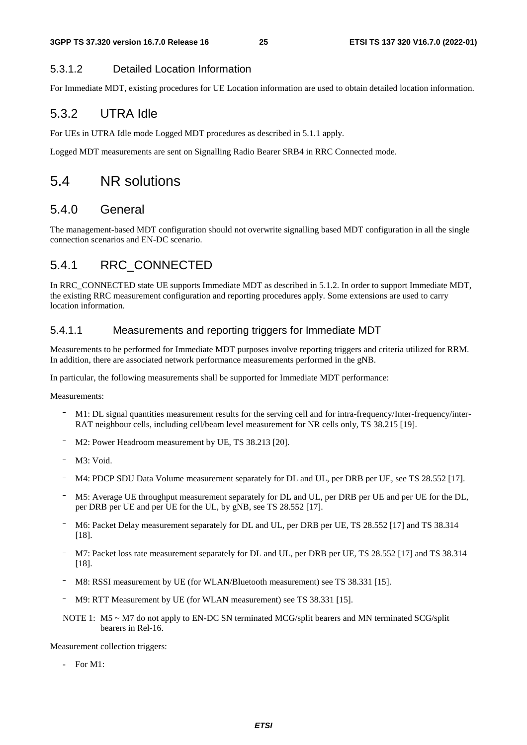#### 5.3.1.2 Detailed Location Information

For Immediate MDT, existing procedures for UE Location information are used to obtain detailed location information.

### 5.3.2 UTRA Idle

For UEs in UTRA Idle mode Logged MDT procedures as described in 5.1.1 apply.

Logged MDT measurements are sent on Signalling Radio Bearer SRB4 in RRC Connected mode.

## 5.4 NR solutions

### 5.4.0 General

The management-based MDT configuration should not overwrite signalling based MDT configuration in all the single connection scenarios and EN-DC scenario.

### 5.4.1 RRC_CONNECTED

In RRC_CONNECTED state UE supports Immediate MDT as described in 5.1.2. In order to support Immediate MDT, the existing RRC measurement configuration and reporting procedures apply. Some extensions are used to carry location information.

#### 5.4.1.1 Measurements and reporting triggers for Immediate MDT

Measurements to be performed for Immediate MDT purposes involve reporting triggers and criteria utilized for RRM. In addition, there are associated network performance measurements performed in the gNB.

In particular, the following measurements shall be supported for Immediate MDT performance:

Measurements:

- M1: DL signal quantities measurement results for the serving cell and for intra-frequency/Inter-frequency/inter-RAT neighbour cells, including cell/beam level measurement for NR cells only, TS 38.215 [19].
- M2: Power Headroom measurement by UE, TS 38.213 [20].
- M3: Void.
- M4: PDCP SDU Data Volume measurement separately for DL and UL, per DRB per UE, see TS 28.552 [17].
- M5: Average UE throughput measurement separately for DL and UL, per DRB per UE and per UE for the DL, per DRB per UE and per UE for the UL, by gNB, see TS 28.552 [17].
- M6: Packet Delay measurement separately for DL and UL, per DRB per UE, TS 28.552 [17] and TS 38.314 [18].
- M7: Packet loss rate measurement separately for DL and UL, per DRB per UE, TS 28.552 [17] and TS 38.314 [18].
- M8: RSSI measurement by UE (for WLAN/Bluetooth measurement) see TS 38.331 [15].
- M9: RTT Measurement by UE (for WLAN measurement) see TS 38.331 [15].

NOTE 1: M5 ~ M7 do not apply to EN-DC SN terminated MCG/split bearers and MN terminated SCG/split bearers in Rel-16.

Measurement collection triggers:

- For M1: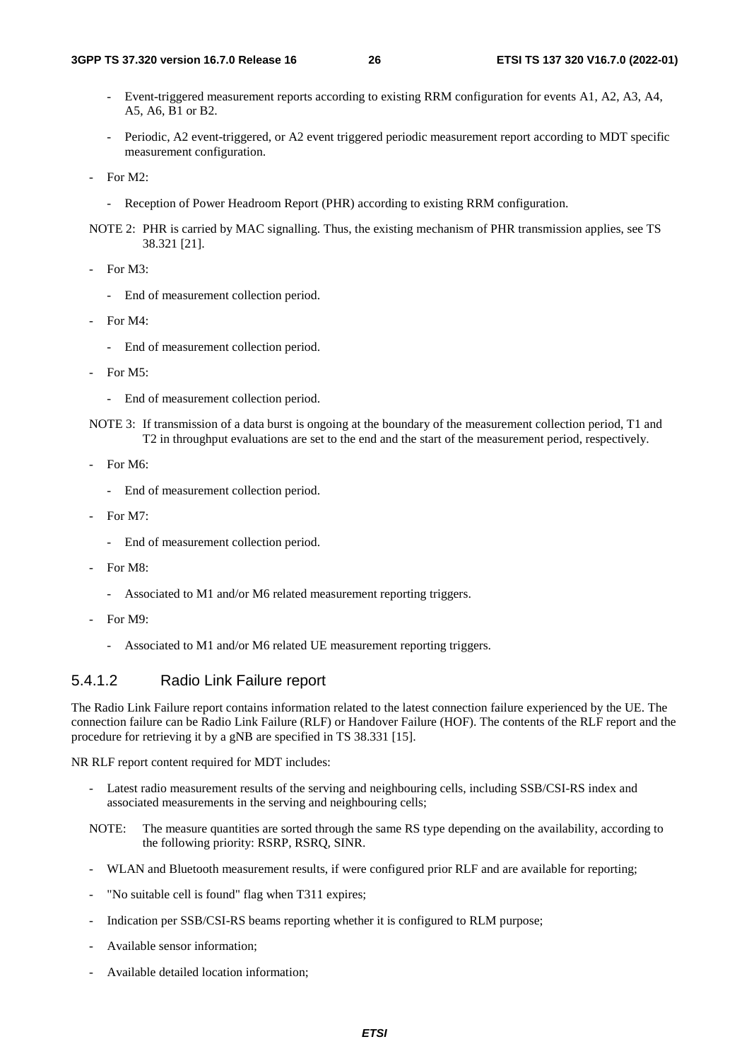- Event-triggered measurement reports according to existing RRM configuration for events A1, A2, A3, A4, A5, A6, B1 or B2.
- Periodic, A2 event-triggered, or A2 event triggered periodic measurement report according to MDT specific measurement configuration.

- For M2:
  - Reception of Power Headroom Report (PHR) according to existing RRM configuration.

NOTE 2: PHR is carried by MAC signalling. Thus, the existing mechanism of PHR transmission applies, see TS 38.321 [21].

- For M3:
  - End of measurement collection period.
- For M4:
  - End of measurement collection period.
- For M5:
  - End of measurement collection period.

NOTE 3: If transmission of a data burst is ongoing at the boundary of the measurement collection period, T1 and T2 in throughput evaluations are set to the end and the start of the measurement period, respectively.

- For M6:
  - End of measurement collection period.
- For M7:
  - End of measurement collection period.
- For M8:
  - Associated to M1 and/or M6 related measurement reporting triggers.
- For M9:
  - Associated to M1 and/or M6 related UE measurement reporting triggers.

#### 5.4.1.2 Radio Link Failure report

The Radio Link Failure report contains information related to the latest connection failure experienced by the UE. The connection failure can be Radio Link Failure (RLF) or Handover Failure (HOF). The contents of the RLF report and the procedure for retrieving it by a gNB are specified in TS 38.331 [15].

NR RLF report content required for MDT includes:

- Latest radio measurement results of the serving and neighbouring cells, including SSB/CSI-RS index and associated measurements in the serving and neighbouring cells;

NOTE: The measure quantities are sorted through the same RS type depending on the availability, according to the following priority: RSRP, RSRQ, SINR.

- WLAN and Bluetooth measurement results, if were configured prior RLF and are available for reporting;
- "No suitable cell is found" flag when T311 expires;
- Indication per SSB/CSI-RS beams reporting whether it is configured to RLM purpose;
- Available sensor information;
- Available detailed location information;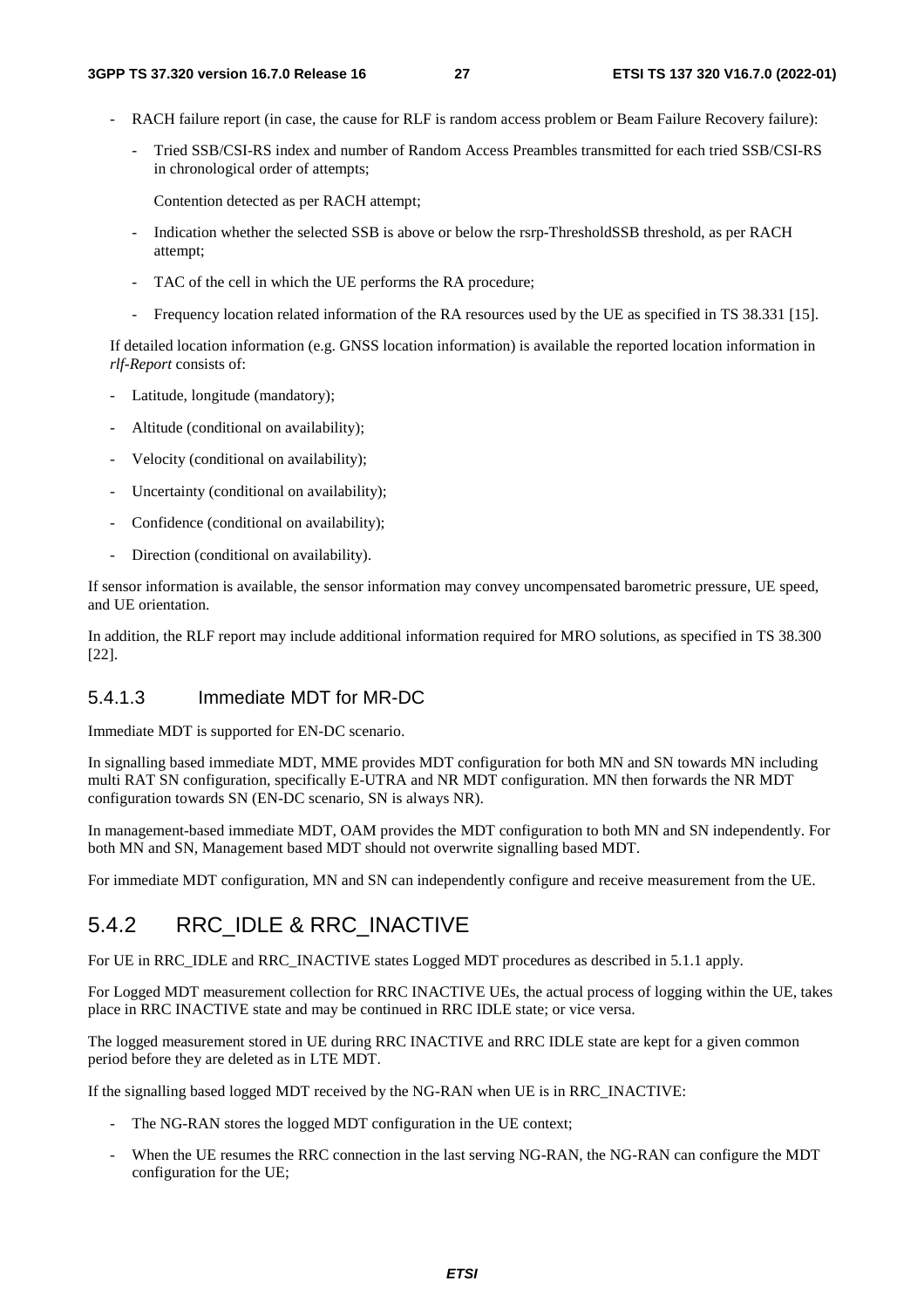- RACH failure report (in case, the cause for RLF is random access problem or Beam Failure Recovery failure):

  - Tried SSB/CSI-RS index and number of Random Access Preambles transmitted for each tried SSB/CSI-RS in chronological order of attempts;

    Contention detected as per RACH attempt;

  - Indication whether the selected SSB is above or below the rsrp-ThresholdSSB threshold, as per RACH attempt;

  - TAC of the cell in which the UE performs the RA procedure;

  - Frequency location related information of the RA resources used by the UE as specified in TS 38.331 [15].

If detailed location information (e.g. GNSS location information) is available the reported location information in *rlf-Report* consists of:

- Latitude, longitude (mandatory);
- Altitude (conditional on availability);
- Velocity (conditional on availability);
- Uncertainty (conditional on availability);
- Confidence (conditional on availability);
- Direction (conditional on availability).

If sensor information is available, the sensor information may convey uncompensated barometric pressure, UE speed, and UE orientation.

In addition, the RLF report may include additional information required for MRO solutions, as specified in TS 38.300 [22].

#### 5.4.1.3 Immediate MDT for MR-DC

Immediate MDT is supported for EN-DC scenario.

In signalling based immediate MDT, MME provides MDT configuration for both MN and SN towards MN including multi RAT SN configuration, specifically E-UTRA and NR MDT configuration. MN then forwards the NR MDT configuration towards SN (EN-DC scenario, SN is always NR).

In management-based immediate MDT, OAM provides the MDT configuration to both MN and SN independently. For both MN and SN, Management based MDT should not overwrite signalling based MDT.

For immediate MDT configuration, MN and SN can independently configure and receive measurement from the UE.

### 5.4.2 RRC_IDLE & RRC_INACTIVE

For UE in RRC_IDLE and RRC_INACTIVE states Logged MDT procedures as described in 5.1.1 apply.

For Logged MDT measurement collection for RRC INACTIVE UEs, the actual process of logging within the UE, takes place in RRC INACTIVE state and may be continued in RRC IDLE state; or vice versa.

The logged measurement stored in UE during RRC INACTIVE and RRC IDLE state are kept for a given common period before they are deleted as in LTE MDT.

If the signalling based logged MDT received by the NG-RAN when UE is in RRC_INACTIVE:

- The NG-RAN stores the logged MDT configuration in the UE context;
- When the UE resumes the RRC connection in the last serving NG-RAN, the NG-RAN can configure the MDT configuration for the UE;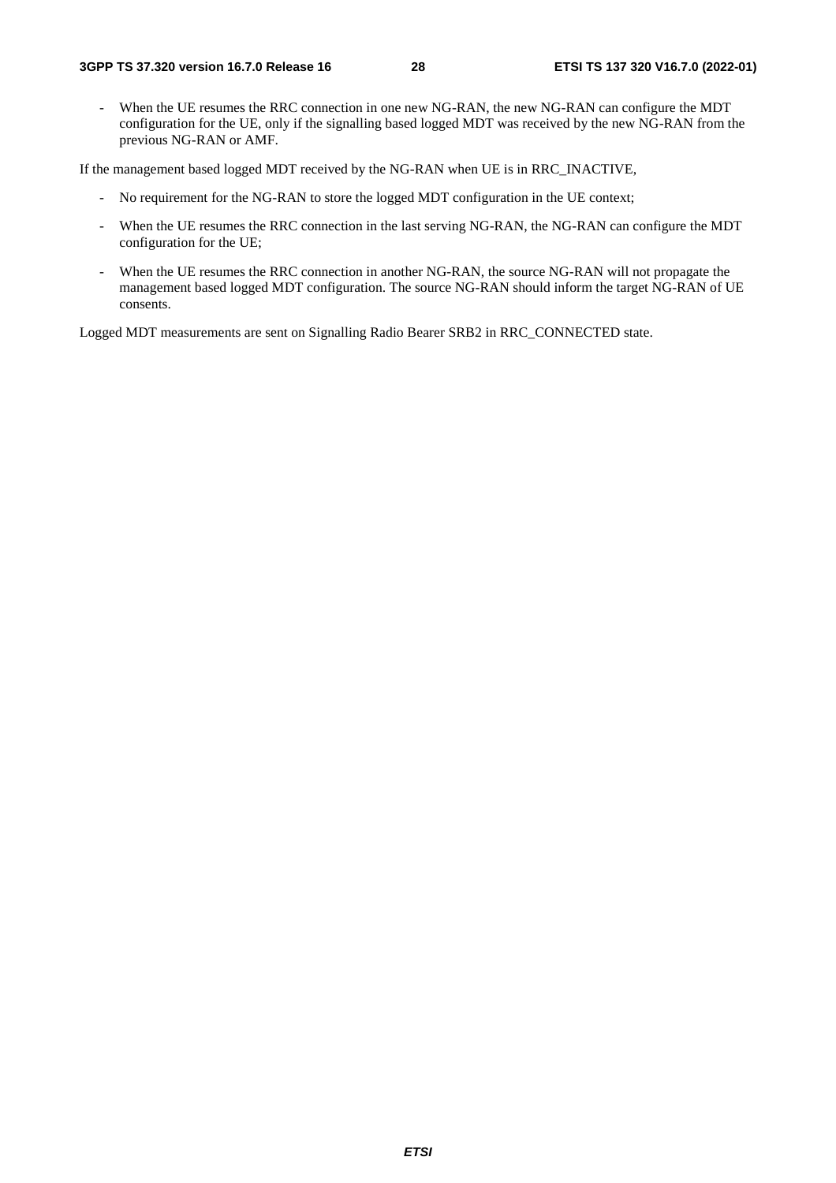- When the UE resumes the RRC connection in one new NG-RAN, the new NG-RAN can configure the MDT configuration for the UE, only if the signalling based logged MDT was received by the new NG-RAN from the previous NG-RAN or AMF.

If the management based logged MDT received by the NG-RAN when UE is in RRC_INACTIVE,

- No requirement for the NG-RAN to store the logged MDT configuration in the UE context;
- When the UE resumes the RRC connection in the last serving NG-RAN, the NG-RAN can configure the MDT configuration for the UE;
- When the UE resumes the RRC connection in another NG-RAN, the source NG-RAN will not propagate the management based logged MDT configuration. The source NG-RAN should inform the target NG-RAN of UE consents.

Logged MDT measurements are sent on Signalling Radio Bearer SRB2 in RRC_CONNECTED state.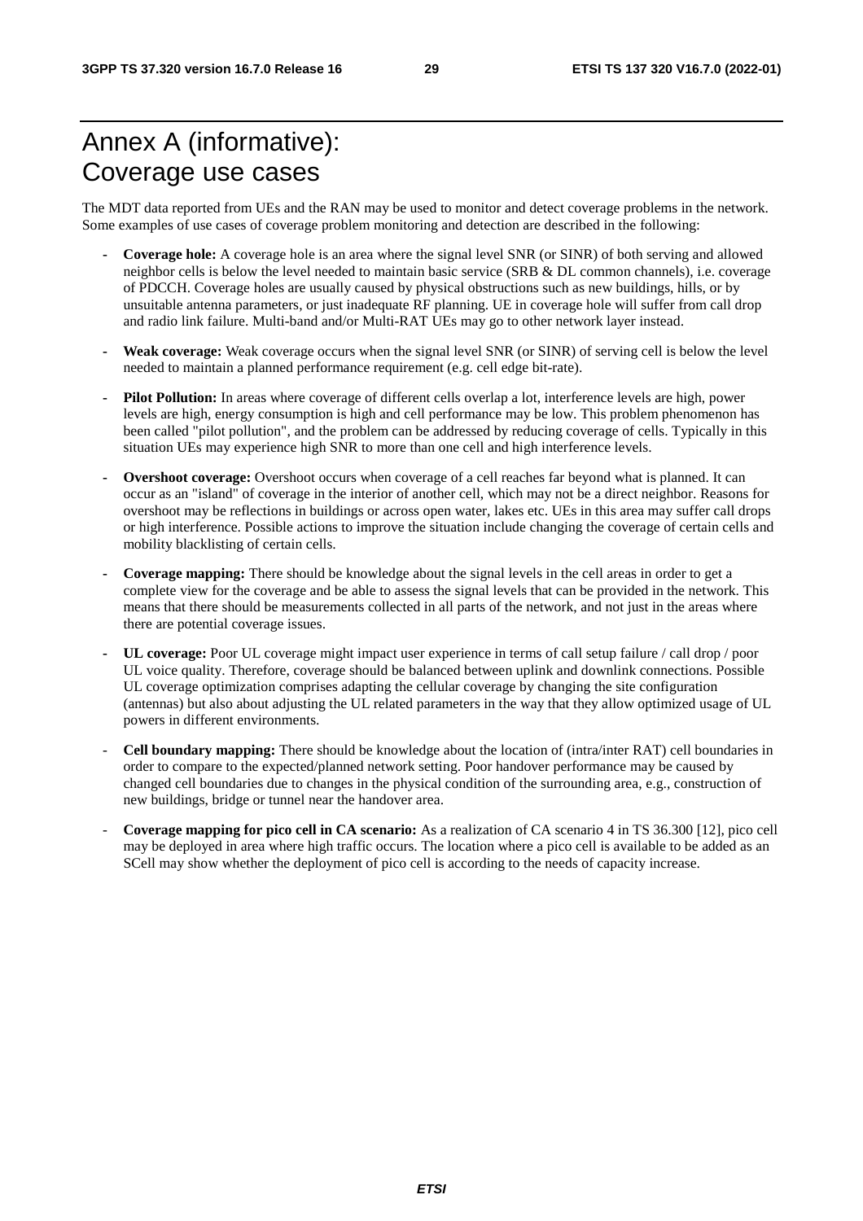# Annex A (informative): Coverage use cases

The MDT data reported from UEs and the RAN may be used to monitor and detect coverage problems in the network. Some examples of use cases of coverage problem monitoring and detection are described in the following:

- **Coverage hole:** A coverage hole is an area where the signal level SNR (or SINR) of both serving and allowed neighbor cells is below the level needed to maintain basic service (SRB & DL common channels), i.e. coverage of PDCCH. Coverage holes are usually caused by physical obstructions such as new buildings, hills, or by unsuitable antenna parameters, or just inadequate RF planning. UE in coverage hole will suffer from call drop and radio link failure. Multi-band and/or Multi-RAT UEs may go to other network layer instead.
- **Weak coverage:** Weak coverage occurs when the signal level SNR (or SINR) of serving cell is below the level needed to maintain a planned performance requirement (e.g. cell edge bit-rate).
- **Pilot Pollution:** In areas where coverage of different cells overlap a lot, interference levels are high, power levels are high, energy consumption is high and cell performance may be low. This problem phenomenon has been called "pilot pollution", and the problem can be addressed by reducing coverage of cells. Typically in this situation UEs may experience high SNR to more than one cell and high interference levels.
- **Overshoot coverage:** Overshoot occurs when coverage of a cell reaches far beyond what is planned. It can occur as an "island" of coverage in the interior of another cell, which may not be a direct neighbor. Reasons for overshoot may be reflections in buildings or across open water, lakes etc. UEs in this area may suffer call drops or high interference. Possible actions to improve the situation include changing the coverage of certain cells and mobility blacklisting of certain cells.
- **Coverage mapping:** There should be knowledge about the signal levels in the cell areas in order to get a complete view for the coverage and be able to assess the signal levels that can be provided in the network. This means that there should be measurements collected in all parts of the network, and not just in the areas where there are potential coverage issues.
- **UL coverage:** Poor UL coverage might impact user experience in terms of call setup failure / call drop / poor UL voice quality. Therefore, coverage should be balanced between uplink and downlink connections. Possible UL coverage optimization comprises adapting the cellular coverage by changing the site configuration (antennas) but also about adjusting the UL related parameters in the way that they allow optimized usage of UL powers in different environments.
- **Cell boundary mapping:** There should be knowledge about the location of (intra/inter RAT) cell boundaries in order to compare to the expected/planned network setting. Poor handover performance may be caused by changed cell boundaries due to changes in the physical condition of the surrounding area, e.g., construction of new buildings, bridge or tunnel near the handover area.
- **Coverage mapping for pico cell in CA scenario:** As a realization of CA scenario 4 in TS 36.300 [12], pico cell may be deployed in area where high traffic occurs. The location where a pico cell is available to be added as an SCell may show whether the deployment of pico cell is according to the needs of capacity increase.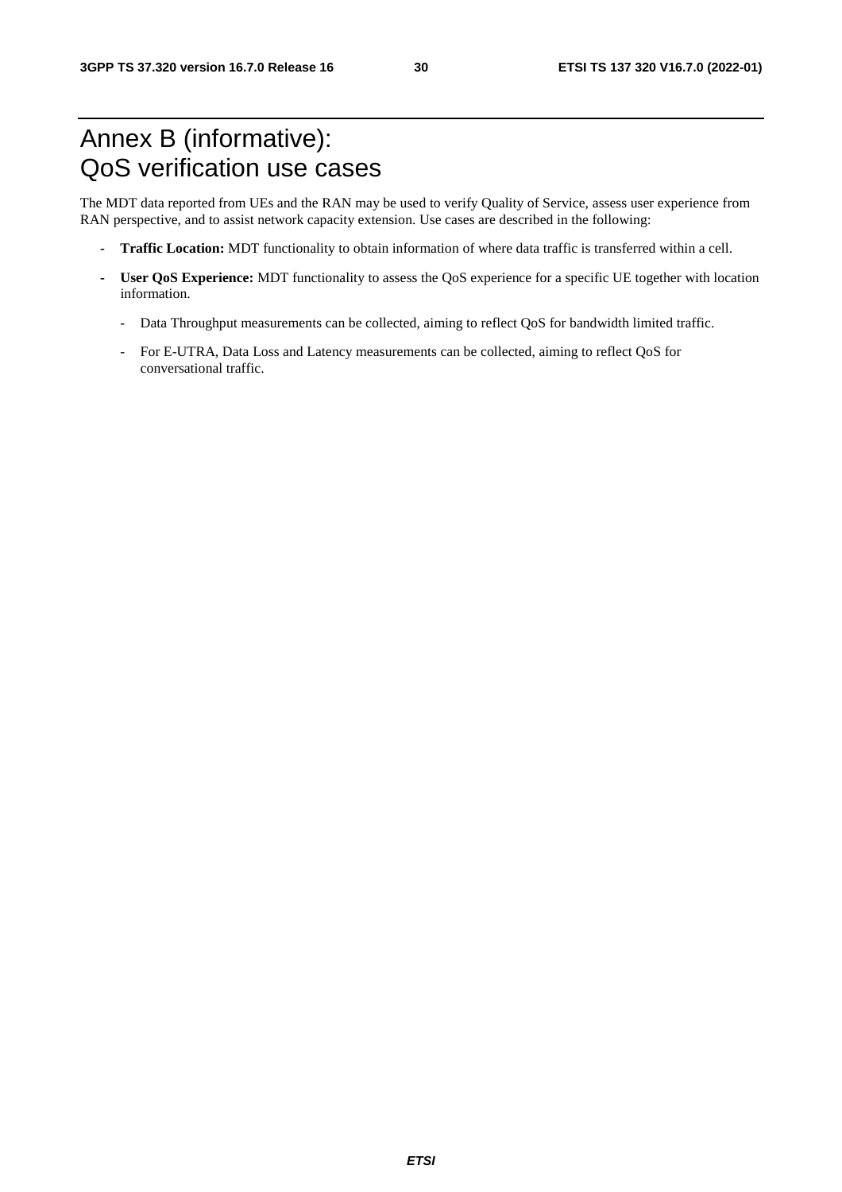# Annex B (informative): QoS verification use cases

The MDT data reported from UEs and the RAN may be used to verify Quality of Service, assess user experience from RAN perspective, and to assist network capacity extension. Use cases are described in the following:

- **Traffic Location:** MDT functionality to obtain information of where data traffic is transferred within a cell.
- **User QoS Experience:** MDT functionality to assess the QoS experience for a specific UE together with location information.
  - Data Throughput measurements can be collected, aiming to reflect QoS for bandwidth limited traffic.
  - For E-UTRA, Data Loss and Latency measurements can be collected, aiming to reflect QoS for conversational traffic.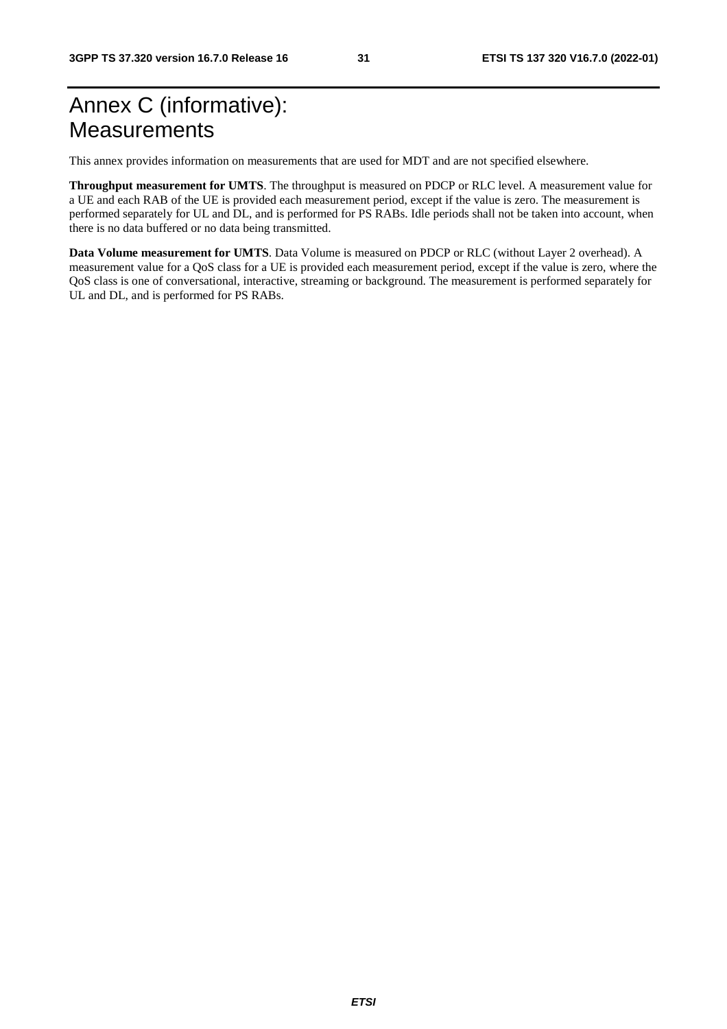# Annex C (informative): Measurements

This annex provides information on measurements that are used for MDT and are not specified elsewhere.

**Throughput measurement for UMTS**. The throughput is measured on PDCP or RLC level. A measurement value for a UE and each RAB of the UE is provided each measurement period, except if the value is zero. The measurement is performed separately for UL and DL, and is performed for PS RABs. Idle periods shall not be taken into account, when there is no data buffered or no data being transmitted.

**Data Volume measurement for UMTS**. Data Volume is measured on PDCP or RLC (without Layer 2 overhead). A measurement value for a QoS class for a UE is provided each measurement period, except if the value is zero, where the QoS class is one of conversational, interactive, streaming or background. The measurement is performed separately for UL and DL, and is performed for PS RABs.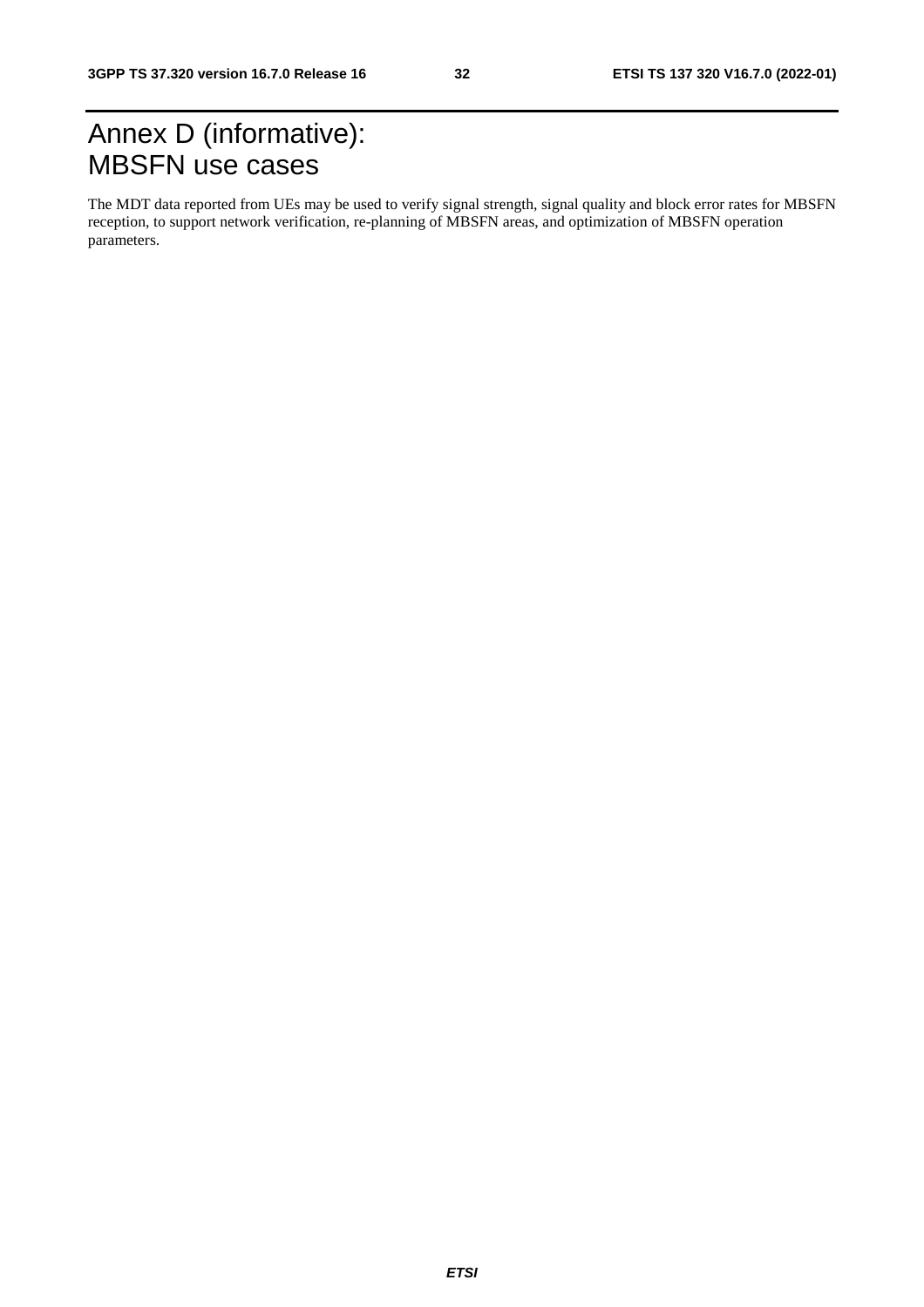# Annex D (informative): MBSFN use cases

The MDT data reported from UEs may be used to verify signal strength, signal quality and block error rates for MBSFN reception, to support network verification, re-planning of MBSFN areas, and optimization of MBSFN operation parameters.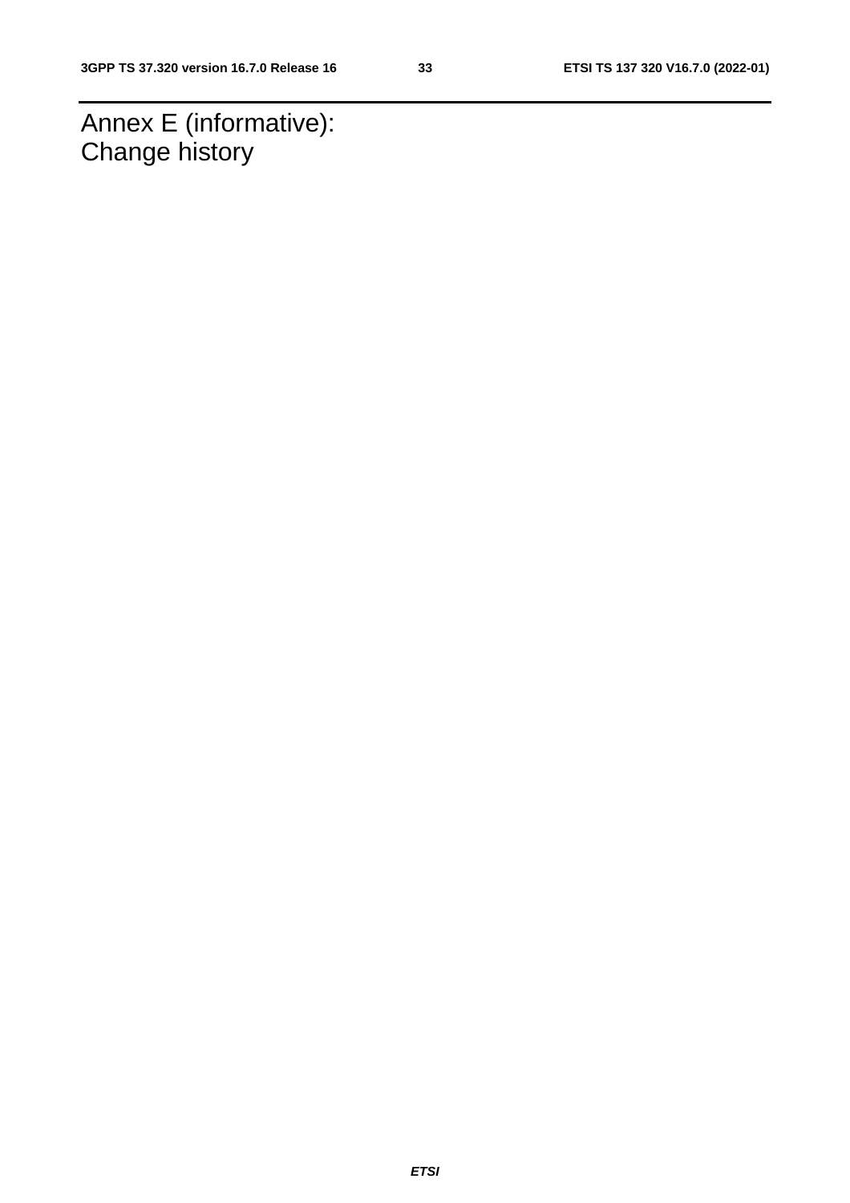# Annex E (informative): Change history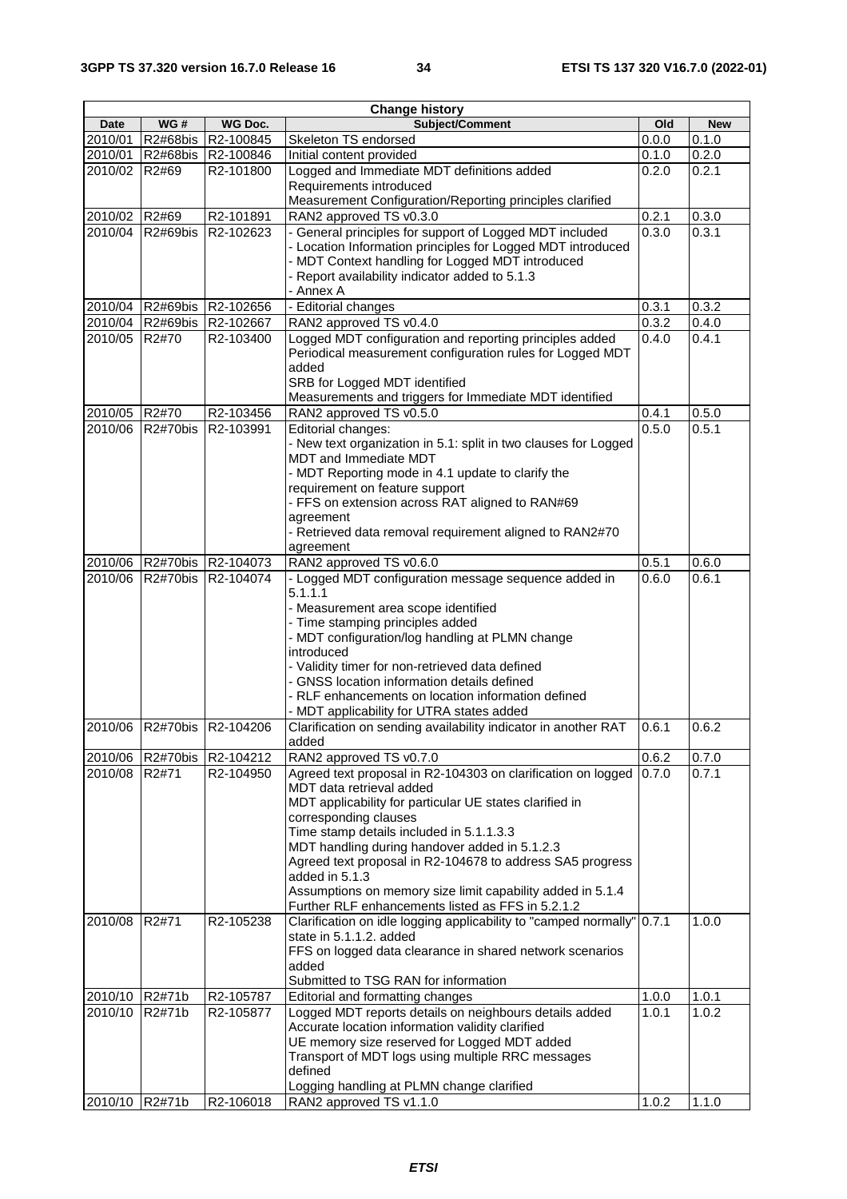| Change history | | | | | |
|---|---|---|---|---|---|
| **Date** | **WG #** | **WG Doc.** | **Subject/Comment** | **Old** | **New** |
| 2010/01 | R2#68bis | R2-100845 | Skeleton TS endorsed | 0.0.0 | 0.1.0 |
| 2010/01 | R2#68bis | R2-100846 | Initial content provided | 0.1.0 | 0.2.0 |
| 2010/02 | R2#69 | R2-101800 | Logged and Immediate MDT definitions added<br>Requirements introduced<br>Measurement Configuration/Reporting principles clarified | 0.2.0 | 0.2.1 |
| 2010/02 | R2#69 | R2-101891 | RAN2 approved TS v0.3.0 | 0.2.1 | 0.3.0 |
| 2010/04 | R2#69bis | R2-102623 | - General principles for support of Logged MDT included<br>- Location Information principles for Logged MDT introduced<br>- MDT Context handling for Logged MDT introduced<br>- Report availability indicator added to 5.1.3<br>- Annex A | 0.3.0 | 0.3.1 |
| 2010/04 | R2#69bis | R2-102656 | - Editorial changes | 0.3.1 | 0.3.2 |
| 2010/04 | R2#69bis | R2-102667 | RAN2 approved TS v0.4.0 | 0.3.2 | 0.4.0 |
| 2010/05 | R2#70 | R2-103400 | Logged MDT configuration and reporting principles added<br>Periodical measurement configuration rules for Logged MDT added<br>SRB for Logged MDT identified<br>Measurements and triggers for Immediate MDT identified | 0.4.0 | 0.4.1 |
| 2010/05 | R2#70 | R2-103456 | RAN2 approved TS v0.5.0 | 0.4.1 | 0.5.0 |
| 2010/06 | R2#70bis | R2-103991 | Editorial changes:<br>- New text organization in 5.1: split in two clauses for Logged MDT and Immediate MDT<br>- MDT Reporting mode in 4.1 update to clarify the requirement on feature support<br>- FFS on extension across RAT aligned to RAN#69 agreement<br>- Retrieved data removal requirement aligned to RAN2#70 agreement | 0.5.0 | 0.5.1 |
| 2010/06 | R2#70bis | R2-104073 | RAN2 approved TS v0.6.0 | 0.5.1 | 0.6.0 |
| 2010/06 | R2#70bis | R2-104074 | - Logged MDT configuration message sequence added in 5.1.1.1<br>- Measurement area scope identified<br>- Time stamping principles added<br>- MDT configuration/log handling at PLMN change introduced<br>- Validity timer for non-retrieved data defined<br>- GNSS location information details defined<br>- RLF enhancements on location information defined<br>- MDT applicability for UTRA states added | 0.6.0 | 0.6.1 |
| 2010/06 | R2#70bis | R2-104206 | Clarification on sending availability indicator in another RAT added | 0.6.1 | 0.6.2 |
| 2010/06 | R2#70bis | R2-104212 | RAN2 approved TS v0.7.0 | 0.6.2 | 0.7.0 |
| 2010/08 | R2#71 | R2-104950 | Agreed text proposal in R2-104303 on clarification on logged MDT data retrieval added<br>MDT applicability for particular UE states clarified in corresponding clauses<br>Time stamp details included in 5.1.1.3.3<br>MDT handling during handover added in 5.1.2.3<br>Agreed text proposal in R2-104678 to address SA5 progress added in 5.1.3<br>Assumptions on memory size limit capability added in 5.1.4<br>Further RLF enhancements listed as FFS in 5.2.1.2 | 0.7.0 | 0.7.1 |
| 2010/08 | R2#71 | R2-105238 | Clarification on idle logging applicability to "camped normally" state in 5.1.1.2. added<br>FFS on logged data clearance in shared network scenarios added<br>Submitted to TSG RAN for information | 0.7.1 | 1.0.0 |
| 2010/10 | R2#71b | R2-105787 | Editorial and formatting changes | 1.0.0 | 1.0.1 |
| 2010/10 | R2#71b | R2-105877 | Logged MDT reports details on neighbours details added<br>Accurate location information validity clarified<br>UE memory size reserved for Logged MDT added<br>Transport of MDT logs using multiple RRC messages defined<br>Logging handling at PLMN change clarified | 1.0.1 | 1.0.2 |
| 2010/10 | R2#71b | R2-106018 | RAN2 approved TS v1.1.0 | 1.0.2 | 1.1.0 |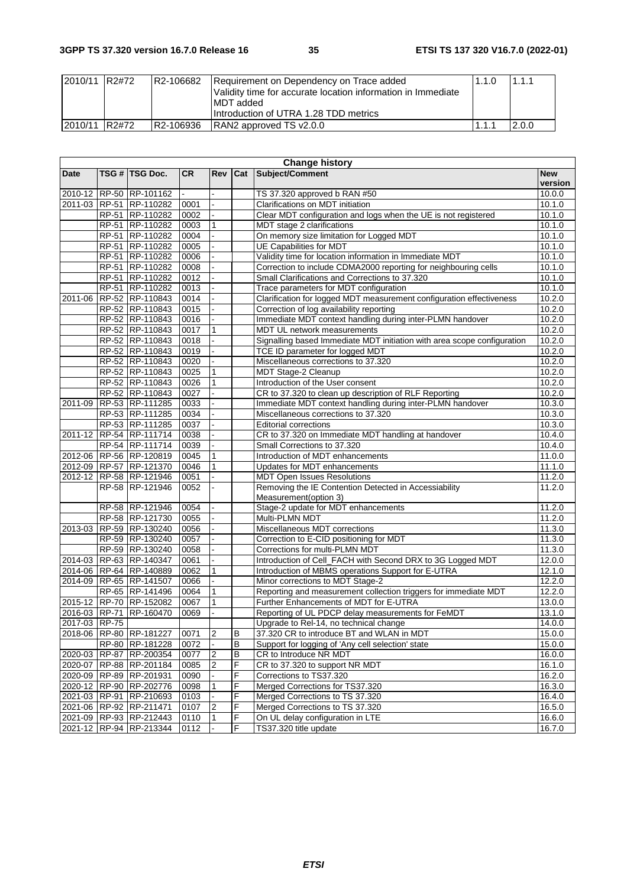| 2010/11 | R2#72 | R2-106682 | Requirement on Dependency on Trace added<br>Validity time for accurate location information in Immediate MDT added<br>Introduction of UTRA 1.28 TDD metrics | 1.1.0 | 1.1.1 |
|---|---|---|---|---|---|
| 2010/11 | R2#72 | R2-106936 | RAN2 approved TS v2.0.0 | 1.1.1 | 2.0.0 |

| **Change history** | | | | | | | |
|---|---|---|---|---|---|---|---|
| **Date** | **TSG #** | **TSG Doc.** | **CR** | **Rev** | **Cat** | **Subject/Comment** | **New version** |
| 2010-12 | RP-50 | RP-101162 | - | - | | TS 37.320 approved b RAN #50 | 10.0.0 |
| 2011-03 | RP-51 | RP-110282 | 0001 | - | | Clarifications on MDT initiation | 10.1.0 |
| | RP-51 | RP-110282 | 0002 | - | | Clear MDT configuration and logs when the UE is not registered | 10.1.0 |
| | RP-51 | RP-110282 | 0003 | 1 | | MDT stage 2 clarifications | 10.1.0 |
| | RP-51 | RP-110282 | 0004 | - | | On memory size limitation for Logged MDT | 10.1.0 |
| | RP-51 | RP-110282 | 0005 | - | | UE Capabilities for MDT | 10.1.0 |
| | RP-51 | RP-110282 | 0006 | - | | Validity time for location information in Immediate MDT | 10.1.0 |
| | RP-51 | RP-110282 | 0008 | - | | Correction to include CDMA2000 reporting for neighbouring cells | 10.1.0 |
| | RP-51 | RP-110282 | 0012 | - | | Small Clarifications and Corrections to 37.320 | 10.1.0 |
| | RP-51 | RP-110282 | 0013 | - | | Trace parameters for MDT configuration | 10.1.0 |
| 2011-06 | RP-52 | RP-110843 | 0014 | - | | Clarification for logged MDT measurement configuration effectiveness | 10.2.0 |
| | RP-52 | RP-110843 | 0015 | - | | Correction of log availability reporting | 10.2.0 |
| | RP-52 | RP-110843 | 0016 | - | | Immediate MDT context handling during inter-PLMN handover | 10.2.0 |
| | RP-52 | RP-110843 | 0017 | 1 | | MDT UL network measurements | 10.2.0 |
| | RP-52 | RP-110843 | 0018 | - | | Signalling based Immediate MDT initiation with area scope configuration | 10.2.0 |
| | RP-52 | RP-110843 | 0019 | - | | TCE ID parameter for logged MDT | 10.2.0 |
| | RP-52 | RP-110843 | 0020 | - | | Miscellaneous corrections to 37.320 | 10.2.0 |
| | RP-52 | RP-110843 | 0025 | 1 | | MDT Stage-2 Cleanup | 10.2.0 |
| | RP-52 | RP-110843 | 0026 | 1 | | Introduction of the User consent | 10.2.0 |
| | RP-52 | RP-110843 | 0027 | - | | CR to 37.320 to clean up description of RLF Reporting | 10.2.0 |
| 2011-09 | RP-53 | RP-111285 | 0033 | - | | Immediate MDT context handling during inter-PLMN handover | 10.3.0 |
| | RP-53 | RP-111285 | 0034 | - | | Miscellaneous corrections to 37.320 | 10.3.0 |
| | RP-53 | RP-111285 | 0037 | - | | Editorial corrections | 10.3.0 |
| 2011-12 | RP-54 | RP-111714 | 0038 | - | | CR to 37.320 on Immediate MDT handling at handover | 10.4.0 |
| | RP-54 | RP-111714 | 0039 | - | | Small Corrections to 37.320 | 10.4.0 |
| 2012-06 | RP-56 | RP-120819 | 0045 | 1 | | Introduction of MDT enhancements | 11.0.0 |
| 2012-09 | RP-57 | RP-121370 | 0046 | 1 | | Updates for MDT enhancements | 11.1.0 |
| 2012-12 | RP-58 | RP-121946 | 0051 | - | | MDT Open Issues Resolutions | 11.2.0 |
| | RP-58 | RP-121946 | 0052 | - | | Removing the IE Contention Detected in Accessiability Measurement(option 3) | 11.2.0 |
| | RP-58 | RP-121946 | 0054 | - | | Stage-2 update for MDT enhancements | 11.2.0 |
| | RP-58 | RP-121730 | 0055 | - | | Multi-PLMN MDT | 11.2.0 |
| 2013-03 | RP-59 | RP-130240 | 0056 | - | | Miscellaneous MDT corrections | 11.3.0 |
| | RP-59 | RP-130240 | 0057 | - | | Correction to E-CID positioning for MDT | 11.3.0 |
| | RP-59 | RP-130240 | 0058 | - | | Corrections for multi-PLMN MDT | 11.3.0 |
| 2014-03 | RP-63 | RP-140347 | 0061 | - | | Introduction of Cell_FACH with Second DRX to 3G Logged MDT | 12.0.0 |
| 2014-06 | RP-64 | RP-140889 | 0062 | 1 | | Introduction of MBMS operations Support for E-UTRA | 12.1.0 |
| 2014-09 | RP-65 | RP-141507 | 0066 | - | | Minor corrections to MDT Stage-2 | 12.2.0 |
| | RP-65 | RP-141496 | 0064 | 1 | | Reporting and measurement collection triggers for immediate MDT | 12.2.0 |
| 2015-12 | RP-70 | RP-152082 | 0067 | 1 | | Further Enhancements of MDT for E-UTRA | 13.0.0 |
| 2016-03 | RP-71 | RP-160470 | 0069 | - | | Reporting of UL PDCP delay measurements for FeMDT | 13.1.0 |
| 2017-03 | RP-75 | | | | | Upgrade to Rel-14, no technical change | 14.0.0 |
| 2018-06 | RP-80 | RP-181227 | 0071 | 2 | B | 37.320 CR to introduce BT and WLAN in MDT | 15.0.0 |
| | RP-80 | RP-181228 | 0072 | - | B | Support for logging of 'Any cell selection' state | 15.0.0 |
| 2020-03 | RP-87 | RP-200354 | 0077 | 2 | B | CR to Introduce NR MDT | 16.0.0 |
| 2020-07 | RP-88 | RP-201184 | 0085 | 2 | F | CR to 37.320 to support NR MDT | 16.1.0 |
| 2020-09 | RP-89 | RP-201931 | 0090 | - | F | Corrections to TS37.320 | 16.2.0 |
| 2020-12 | RP-90 | RP-202776 | 0098 | 1 | F | Merged Corrections for TS37.320 | 16.3.0 |
| 2021-03 | RP-91 | RP-210693 | 0103 | - | F | Merged Corrections to TS 37.320 | 16.4.0 |
| 2021-06 | RP-92 | RP-211471 | 0107 | 2 | F | Merged Corrections to TS 37.320 | 16.5.0 |
| 2021-09 | RP-93 | RP-212443 | 0110 | 1 | F | On UL delay configuration in LTE | 16.6.0 |
| 2021-12 | RP-94 | RP-213344 | 0112 | - | F | TS37.320 title update | 16.7.0 |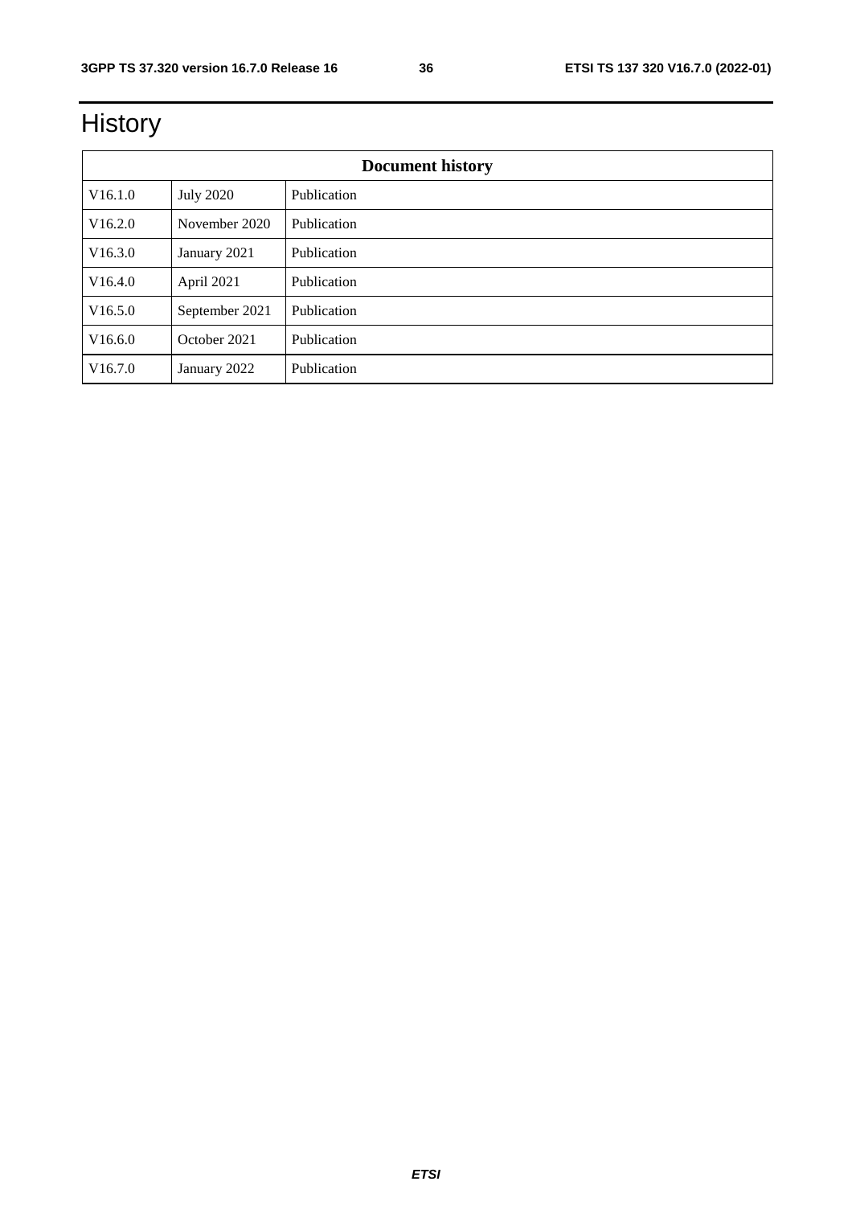# History

| Document history | | |
|---|---|---|
| V16.1.0 | July 2020 | Publication |
| V16.2.0 | November 2020 | Publication |
| V16.3.0 | January 2021 | Publication |
| V16.4.0 | April 2021 | Publication |
| V16.5.0 | September 2021 | Publication |
| V16.6.0 | October 2021 | Publication |
| V16.7.0 | January 2022 | Publication |